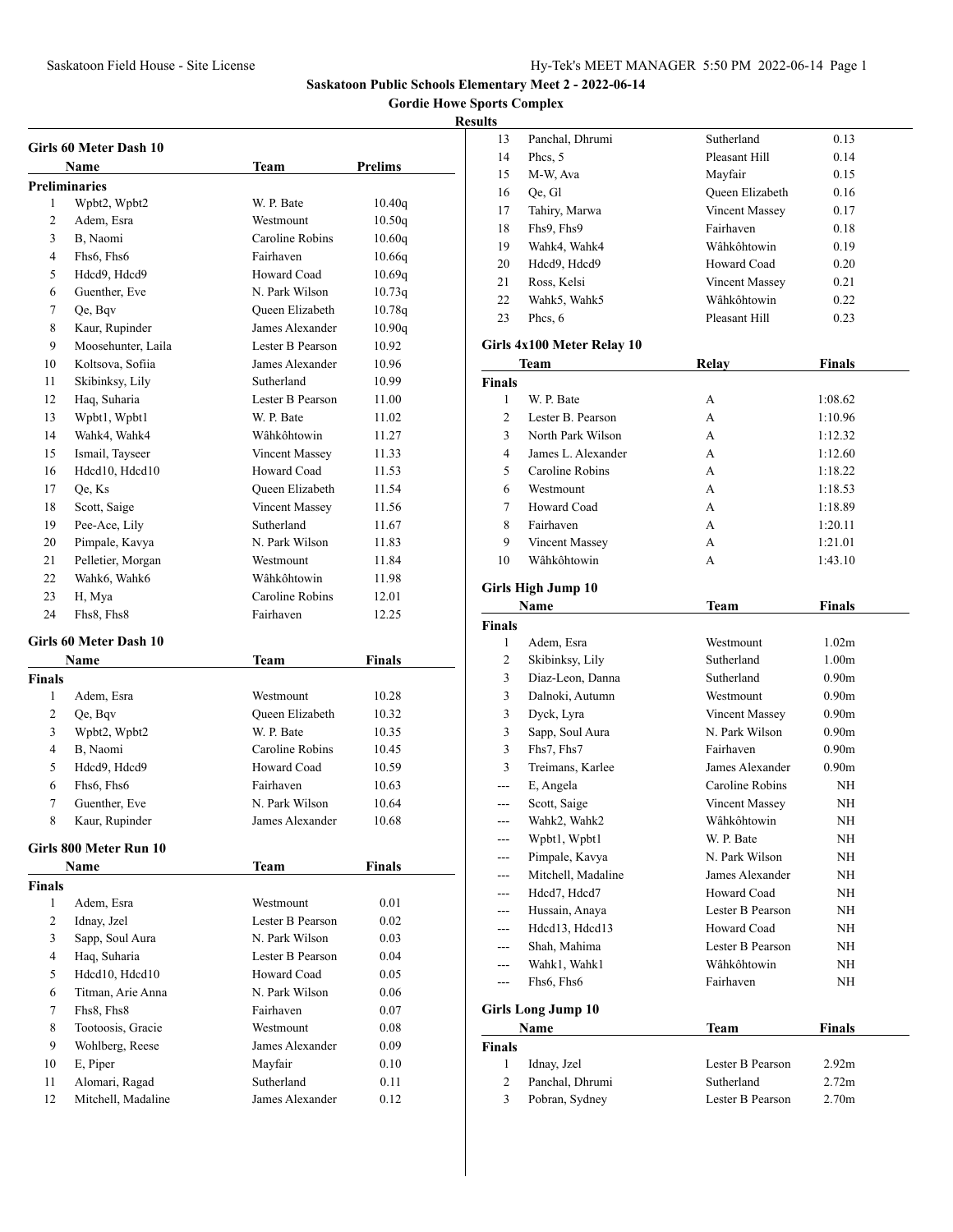# Saskatoon Public Schools Elementary Meet 2 - 2022-06-14

## Gordie Howe Sports Complex

### Results

#### Girls 60 Meter Dash 10

| | Name | Team | Prelims |
|---|---|---|---|
| **Preliminaries** | | | |
| 1 | Wpbt2, Wpbt2 | W. P. Bate | 10.40q |
| 2 | Adem, Esra | Westmount | 10.50q |
| 3 | B, Naomi | Caroline Robins | 10.60q |
| 4 | Fhs6, Fhs6 | Fairhaven | 10.66q |
| 5 | Hdcd9, Hdcd9 | Howard Coad | 10.69q |
| 6 | Guenther, Eve | N. Park Wilson | 10.73q |
| 7 | Qe, Bqv | Queen Elizabeth | 10.78q |
| 8 | Kaur, Rupinder | James Alexander | 10.90q |
| 9 | Moosehunter, Laila | Lester B Pearson | 10.92 |
| 10 | Koltsova, Sofiia | James Alexander | 10.96 |
| 11 | Skibinksy, Lily | Sutherland | 10.99 |
| 12 | Haq, Suharia | Lester B Pearson | 11.00 |
| 13 | Wpbt1, Wpbt1 | W. P. Bate | 11.02 |
| 14 | Wahk4, Wahk4 | Wâhkôhtowin | 11.27 |
| 15 | Ismail, Tayseer | Vincent Massey | 11.33 |
| 16 | Hdcd10, Hdcd10 | Howard Coad | 11.53 |
| 17 | Qe, Ks | Queen Elizabeth | 11.54 |
| 18 | Scott, Saige | Vincent Massey | 11.56 |
| 19 | Pee-Ace, Lily | Sutherland | 11.67 |
| 20 | Pimpale, Kavya | N. Park Wilson | 11.83 |
| 21 | Pelletier, Morgan | Westmount | 11.84 |
| 22 | Wahk6, Wahk6 | Wâhkôhtowin | 11.98 |
| 23 | H, Mya | Caroline Robins | 12.01 |
| 24 | Fhs8, Fhs8 | Fairhaven | 12.25 |

#### Girls 60 Meter Dash 10

| | Name | Team | Finals |
|---|---|---|---|
| **Finals** | | | |
| 1 | Adem, Esra | Westmount | 10.28 |
| 2 | Qe, Bqv | Queen Elizabeth | 10.32 |
| 3 | Wpbt2, Wpbt2 | W. P. Bate | 10.35 |
| 4 | B, Naomi | Caroline Robins | 10.45 |
| 5 | Hdcd9, Hdcd9 | Howard Coad | 10.59 |
| 6 | Fhs6, Fhs6 | Fairhaven | 10.63 |
| 7 | Guenther, Eve | N. Park Wilson | 10.64 |
| 8 | Kaur, Rupinder | James Alexander | 10.68 |

#### Girls 800 Meter Run 10

| | Name | Team | Finals |
|---|---|---|---|
| **Finals** | | | |
| 1 | Adem, Esra | Westmount | 0.01 |
| 2 | Idnay, Jzel | Lester B Pearson | 0.02 |
| 3 | Sapp, Soul Aura | N. Park Wilson | 0.03 |
| 4 | Haq, Suharia | Lester B Pearson | 0.04 |
| 5 | Hdcd10, Hdcd10 | Howard Coad | 0.05 |
| 6 | Titman, Arie Anna | N. Park Wilson | 0.06 |
| 7 | Fhs8, Fhs8 | Fairhaven | 0.07 |
| 8 | Tootoosis, Gracie | Westmount | 0.08 |
| 9 | Wohlberg, Reese | James Alexander | 0.09 |
| 10 | E, Piper | Mayfair | 0.10 |
| 11 | Alomari, Ragad | Sutherland | 0.11 |
| 12 | Mitchell, Madaline | James Alexander | 0.12 |
| 13 | Panchal, Dhrumi | Sutherland | 0.13 |
| 14 | Phcs, 5 | Pleasant Hill | 0.14 |
| 15 | M-W, Ava | Mayfair | 0.15 |
| 16 | Qe, Gl | Queen Elizabeth | 0.16 |
| 17 | Tahiry, Marwa | Vincent Massey | 0.17 |
| 18 | Fhs9, Fhs9 | Fairhaven | 0.18 |
| 19 | Wahk4, Wahk4 | Wâhkôhtowin | 0.19 |
| 20 | Hdcd9, Hdcd9 | Howard Coad | 0.20 |
| 21 | Ross, Kelsi | Vincent Massey | 0.21 |
| 22 | Wahk5, Wahk5 | Wâhkôhtowin | 0.22 |
| 23 | Phcs, 6 | Pleasant Hill | 0.23 |

#### Girls 4x100 Meter Relay 10

| | Team | Relay | Finals |
|---|---|---|---|
| **Finals** | | | |
| 1 | W. P. Bate | A | 1:08.62 |
| 2 | Lester B. Pearson | A | 1:10.96 |
| 3 | North Park Wilson | A | 1:12.32 |
| 4 | James L. Alexander | A | 1:12.60 |
| 5 | Caroline Robins | A | 1:18.22 |
| 6 | Westmount | A | 1:18.53 |
| 7 | Howard Coad | A | 1:18.89 |
| 8 | Fairhaven | A | 1:20.11 |
| 9 | Vincent Massey | A | 1:21.01 |
| 10 | Wâhkôhtowin | A | 1:43.10 |

#### Girls High Jump 10

| | Name | Team | Finals |
|---|---|---|---|
| **Finals** | | | |
| 1 | Adem, Esra | Westmount | 1.02m |
| 2 | Skibinksy, Lily | Sutherland | 1.00m |
| 3 | Diaz-Leon, Danna | Sutherland | 0.90m |
| 3 | Dalnoki, Autumn | Westmount | 0.90m |
| 3 | Dyck, Lyra | Vincent Massey | 0.90m |
| 3 | Sapp, Soul Aura | N. Park Wilson | 0.90m |
| 3 | Fhs7, Fhs7 | Fairhaven | 0.90m |
| 3 | Treimans, Karlee | James Alexander | 0.90m |
| --- | E, Angela | Caroline Robins | NH |
| --- | Scott, Saige | Vincent Massey | NH |
| --- | Wahk2, Wahk2 | Wâhkôhtowin | NH |
| --- | Wpbt1, Wpbt1 | W. P. Bate | NH |
| --- | Pimpale, Kavya | N. Park Wilson | NH |
| --- | Mitchell, Madaline | James Alexander | NH |
| --- | Hdcd7, Hdcd7 | Howard Coad | NH |
| --- | Hussain, Anaya | Lester B Pearson | NH |
| --- | Hdcd13, Hdcd13 | Howard Coad | NH |
| --- | Shah, Mahima | Lester B Pearson | NH |
| --- | Wahk1, Wahk1 | Wâhkôhtowin | NH |
| --- | Fhs6, Fhs6 | Fairhaven | NH |

#### Girls Long Jump 10

| | Name | Team | Finals |
|---|---|---|---|
| **Finals** | | | |
| 1 | Idnay, Jzel | Lester B Pearson | 2.92m |
| 2 | Panchal, Dhrumi | Sutherland | 2.72m |
| 3 | Pobran, Sydney | Lester B Pearson | 2.70m |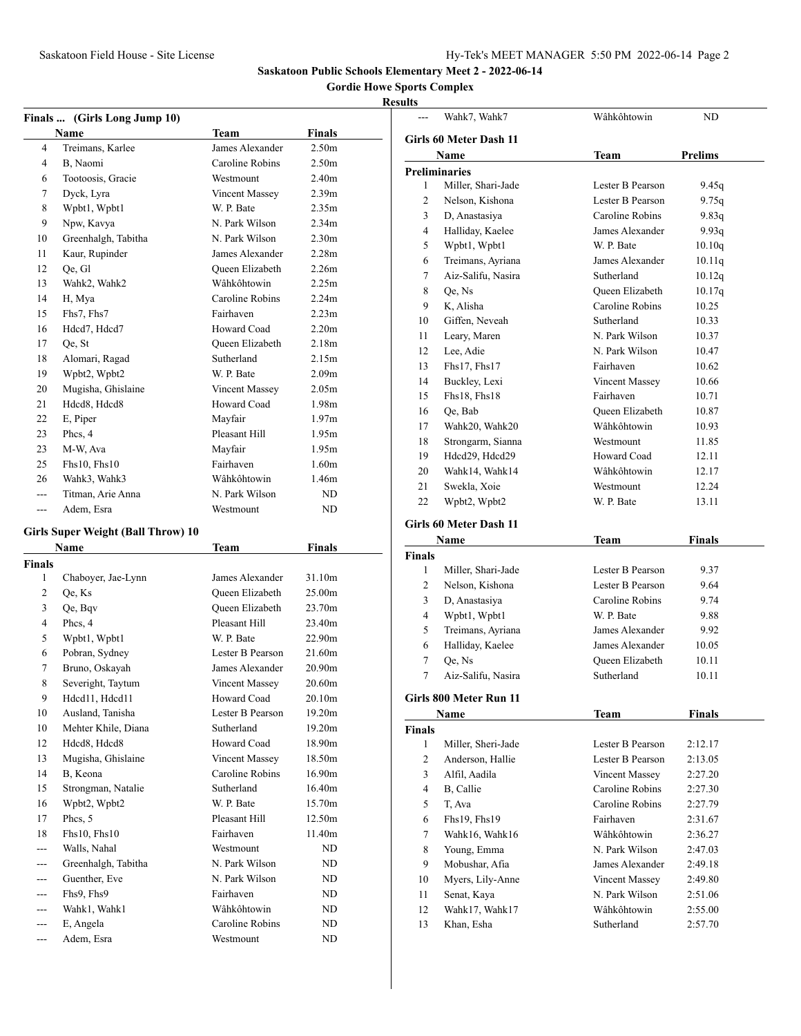**Saskatoon Public Schools Elementary Meet 2 - 2022-06-14**

**Gordie Howe Sports Complex**

**Results**

### Finals ... (Girls Long Jump 10)

| | Name | Team | Finals |
|---|---|---|---|
| 4 | Treimans, Karlee | James Alexander | 2.50m |
| 4 | B, Naomi | Caroline Robins | 2.50m |
| 6 | Tootoosis, Gracie | Westmount | 2.40m |
| 7 | Dyck, Lyra | Vincent Massey | 2.39m |
| 8 | Wpbt1, Wpbt1 | W. P. Bate | 2.35m |
| 9 | Npw, Kavya | N. Park Wilson | 2.34m |
| 10 | Greenhalgh, Tabitha | N. Park Wilson | 2.30m |
| 11 | Kaur, Rupinder | James Alexander | 2.28m |
| 12 | Qe, Gl | Queen Elizabeth | 2.26m |
| 13 | Wahk2, Wahk2 | Wâhkôhtowin | 2.25m |
| 14 | H, Mya | Caroline Robins | 2.24m |
| 15 | Fhs7, Fhs7 | Fairhaven | 2.23m |
| 16 | Hdcd7, Hdcd7 | Howard Coad | 2.20m |
| 17 | Qe, St | Queen Elizabeth | 2.18m |
| 18 | Alomari, Ragad | Sutherland | 2.15m |
| 19 | Wpbt2, Wpbt2 | W. P. Bate | 2.09m |
| 20 | Mugisha, Ghislaine | Vincent Massey | 2.05m |
| 21 | Hdcd8, Hdcd8 | Howard Coad | 1.98m |
| 22 | E, Piper | Mayfair | 1.97m |
| 23 | Phcs, 4 | Pleasant Hill | 1.95m |
| 23 | M-W, Ava | Mayfair | 1.95m |
| 25 | Fhs10, Fhs10 | Fairhaven | 1.60m |
| 26 | Wahk3, Wahk3 | Wâhkôhtowin | 1.46m |
| --- | Titman, Arie Anna | N. Park Wilson | ND |
| --- | Adem, Esra | Westmount | ND |

### Girls Super Weight (Ball Throw) 10

| | Name | Team | Finals |
|---|---|---|---|
| **Finals** | | | |
| 1 | Chaboyer, Jae-Lynn | James Alexander | 31.10m |
| 2 | Qe, Ks | Queen Elizabeth | 25.00m |
| 3 | Qe, Bqv | Queen Elizabeth | 23.70m |
| 4 | Phcs, 4 | Pleasant Hill | 23.40m |
| 5 | Wpbt1, Wpbt1 | W. P. Bate | 22.90m |
| 6 | Pobran, Sydney | Lester B Pearson | 21.60m |
| 7 | Bruno, Oskayah | James Alexander | 20.90m |
| 8 | Severight, Taytum | Vincent Massey | 20.60m |
| 9 | Hdcd11, Hdcd11 | Howard Coad | 20.10m |
| 10 | Ausland, Tanisha | Lester B Pearson | 19.20m |
| 10 | Mehter Khile, Diana | Sutherland | 19.20m |
| 12 | Hdcd8, Hdcd8 | Howard Coad | 18.90m |
| 13 | Mugisha, Ghislaine | Vincent Massey | 18.50m |
| 14 | B, Keona | Caroline Robins | 16.90m |
| 15 | Strongman, Natalie | Sutherland | 16.40m |
| 16 | Wpbt2, Wpbt2 | W. P. Bate | 15.70m |
| 17 | Phcs, 5 | Pleasant Hill | 12.50m |
| 18 | Fhs10, Fhs10 | Fairhaven | 11.40m |
| --- | Walls, Nahal | Westmount | ND |
| --- | Greenhalgh, Tabitha | N. Park Wilson | ND |
| --- | Guenther, Eve | N. Park Wilson | ND |
| --- | Fhs9, Fhs9 | Fairhaven | ND |
| --- | Wahk1, Wahk1 | Wâhkôhtowin | ND |
| --- | E, Angela | Caroline Robins | ND |
| --- | Adem, Esra | Westmount | ND |
| --- | Wahk7, Wahk7 | Wâhkôhtowin | ND |

### Girls 60 Meter Dash 11

| | Name | Team | Prelims |
|---|---|---|---|
| **Preliminaries** | | | |
| 1 | Miller, Shari-Jade | Lester B Pearson | 9.45q |
| 2 | Nelson, Kishona | Lester B Pearson | 9.75q |
| 3 | D, Anastasiya | Caroline Robins | 9.83q |
| 4 | Halliday, Kaelee | James Alexander | 9.93q |
| 5 | Wpbt1, Wpbt1 | W. P. Bate | 10.10q |
| 6 | Treimans, Ayriana | James Alexander | 10.11q |
| 7 | Aiz-Salifu, Nasira | Sutherland | 10.12q |
| 8 | Qe, Ns | Queen Elizabeth | 10.17q |
| 9 | K, Alisha | Caroline Robins | 10.25 |
| 10 | Giffen, Neveah | Sutherland | 10.33 |
| 11 | Leary, Maren | N. Park Wilson | 10.37 |
| 12 | Lee, Adie | N. Park Wilson | 10.47 |
| 13 | Fhs17, Fhs17 | Fairhaven | 10.62 |
| 14 | Buckley, Lexi | Vincent Massey | 10.66 |
| 15 | Fhs18, Fhs18 | Fairhaven | 10.71 |
| 16 | Qe, Bab | Queen Elizabeth | 10.87 |
| 17 | Wahk20, Wahk20 | Wâhkôhtowin | 10.93 |
| 18 | Strongarm, Sianna | Westmount | 11.85 |
| 19 | Hdcd29, Hdcd29 | Howard Coad | 12.11 |
| 20 | Wahk14, Wahk14 | Wâhkôhtowin | 12.17 |
| 21 | Swekla, Xoie | Westmount | 12.24 |
| 22 | Wpbt2, Wpbt2 | W. P. Bate | 13.11 |

### Girls 60 Meter Dash 11

| | Name | Team | Finals |
|---|---|---|---|
| **Finals** | | | |
| 1 | Miller, Shari-Jade | Lester B Pearson | 9.37 |
| 2 | Nelson, Kishona | Lester B Pearson | 9.64 |
| 3 | D, Anastasiya | Caroline Robins | 9.74 |
| 4 | Wpbt1, Wpbt1 | W. P. Bate | 9.88 |
| 5 | Treimans, Ayriana | James Alexander | 9.92 |
| 6 | Halliday, Kaelee | James Alexander | 10.05 |
| 7 | Qe, Ns | Queen Elizabeth | 10.11 |
| 7 | Aiz-Salifu, Nasira | Sutherland | 10.11 |

### Girls 800 Meter Run 11

| | Name | Team | Finals |
|---|---|---|---|
| **Finals** | | | |
| 1 | Miller, Sheri-Jade | Lester B Pearson | 2:12.17 |
| 2 | Anderson, Hallie | Lester B Pearson | 2:13.05 |
| 3 | Alfil, Aadila | Vincent Massey | 2:27.20 |
| 4 | B, Callie | Caroline Robins | 2:27.30 |
| 5 | T, Ava | Caroline Robins | 2:27.79 |
| 6 | Fhs19, Fhs19 | Fairhaven | 2:31.67 |
| 7 | Wahk16, Wahk16 | Wâhkôhtowin | 2:36.27 |
| 8 | Young, Emma | N. Park Wilson | 2:47.03 |
| 9 | Mobushar, Afia | James Alexander | 2:49.18 |
| 10 | Myers, Lily-Anne | Vincent Massey | 2:49.80 |
| 11 | Senat, Kaya | N. Park Wilson | 2:51.06 |
| 12 | Wahk17, Wahk17 | Wâhkôhtowin | 2:55.00 |
| 13 | Khan, Esha | Sutherland | 2:57.70 |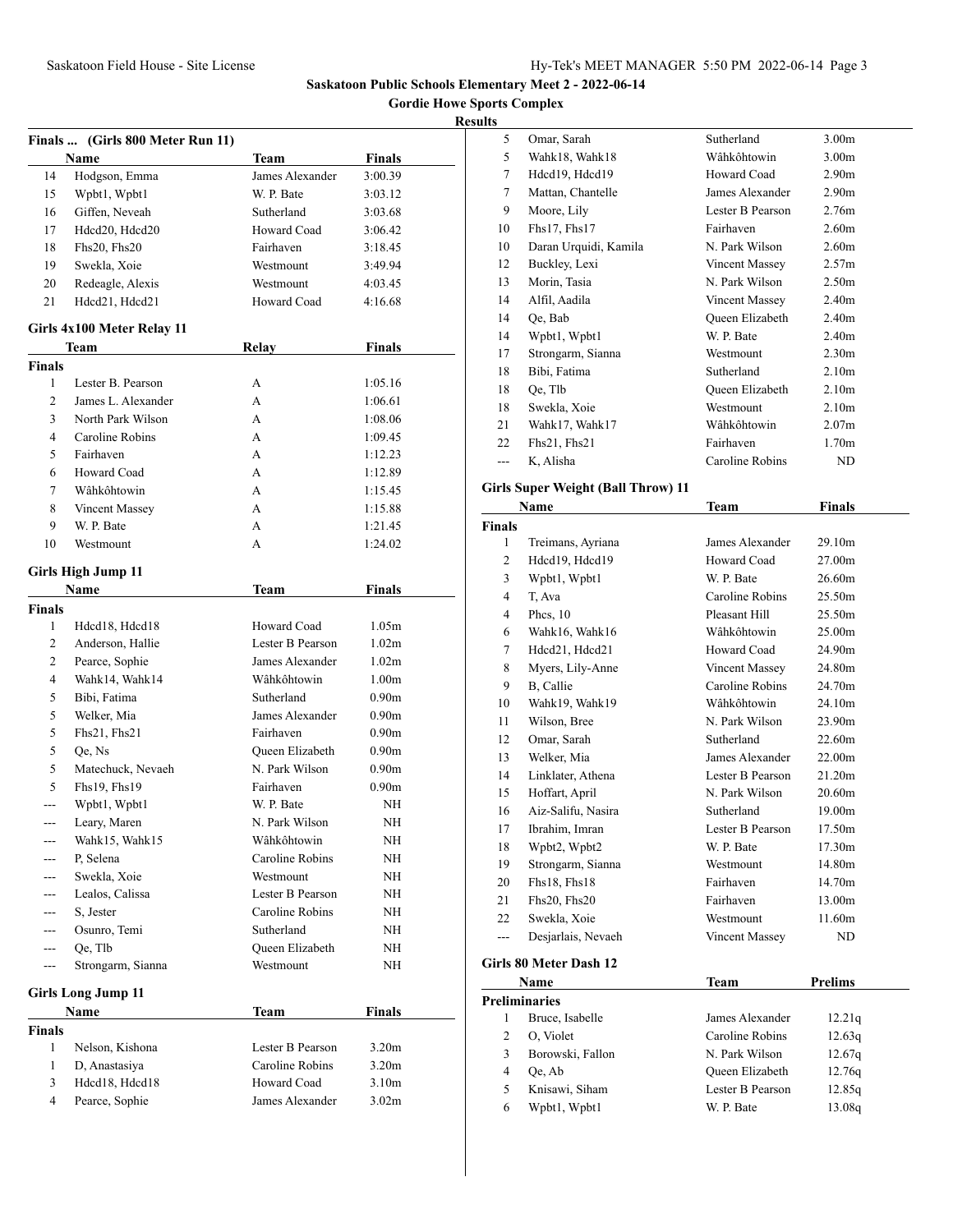# Saskatoon Public Schools Elementary Meet 2 - 2022-06-14

## Gordie Howe Sports Complex

### Results

**Finals ... (Girls 800 Meter Run 11)**

| | Name | Team | Finals |
|---|---|---|---|
| 14 | Hodgson, Emma | James Alexander | 3:00.39 |
| 15 | Wpbt1, Wpbt1 | W. P. Bate | 3:03.12 |
| 16 | Giffen, Neveah | Sutherland | 3:03.68 |
| 17 | Hdcd20, Hdcd20 | Howard Coad | 3:06.42 |
| 18 | Fhs20, Fhs20 | Fairhaven | 3:18.45 |
| 19 | Swekla, Xoie | Westmount | 3:49.94 |
| 20 | Redeagle, Alexis | Westmount | 4:03.45 |
| 21 | Hdcd21, Hdcd21 | Howard Coad | 4:16.68 |

**Girls 4x100 Meter Relay 11**

| | Team | Relay | Finals |
|---|---|---|---|
| **Finals** | | | |
| 1 | Lester B. Pearson | A | 1:05.16 |
| 2 | James L. Alexander | A | 1:06.61 |
| 3 | North Park Wilson | A | 1:08.06 |
| 4 | Caroline Robins | A | 1:09.45 |
| 5 | Fairhaven | A | 1:12.23 |
| 6 | Howard Coad | A | 1:12.89 |
| 7 | Wâhkôhtowin | A | 1:15.45 |
| 8 | Vincent Massey | A | 1:15.88 |
| 9 | W. P. Bate | A | 1:21.45 |
| 10 | Westmount | A | 1:24.02 |

**Girls High Jump 11**

| | Name | Team | Finals |
|---|---|---|---|
| **Finals** | | | |
| 1 | Hdcd18, Hdcd18 | Howard Coad | 1.05m |
| 2 | Anderson, Hallie | Lester B Pearson | 1.02m |
| 2 | Pearce, Sophie | James Alexander | 1.02m |
| 4 | Wahk14, Wahk14 | Wâhkôhtowin | 1.00m |
| 5 | Bibi, Fatima | Sutherland | 0.90m |
| 5 | Welker, Mia | James Alexander | 0.90m |
| 5 | Fhs21, Fhs21 | Fairhaven | 0.90m |
| 5 | Qe, Ns | Queen Elizabeth | 0.90m |
| 5 | Matechuck, Nevaeh | N. Park Wilson | 0.90m |
| 5 | Fhs19, Fhs19 | Fairhaven | 0.90m |
| --- | Wpbt1, Wpbt1 | W. P. Bate | NH |
| --- | Leary, Maren | N. Park Wilson | NH |
| --- | Wahk15, Wahk15 | Wâhkôhtowin | NH |
| --- | P, Selena | Caroline Robins | NH |
| --- | Swekla, Xoie | Westmount | NH |
| --- | Lealos, Calissa | Lester B Pearson | NH |
| --- | S, Jester | Caroline Robins | NH |
| --- | Osunro, Temi | Sutherland | NH |
| --- | Qe, Tlb | Queen Elizabeth | NH |
| --- | Strongarm, Sianna | Westmount | NH |

**Girls Long Jump 11**

| | Name | Team | Finals |
|---|---|---|---|
| **Finals** | | | |
| 1 | Nelson, Kishona | Lester B Pearson | 3.20m |
| 1 | D, Anastasiya | Caroline Robins | 3.20m |
| 3 | Hdcd18, Hdcd18 | Howard Coad | 3.10m |
| 4 | Pearce, Sophie | James Alexander | 3.02m |
| 5 | Omar, Sarah | Sutherland | 3.00m |
| 5 | Wahk18, Wahk18 | Wâhkôhtowin | 3.00m |
| 7 | Hdcd19, Hdcd19 | Howard Coad | 2.90m |
| 7 | Mattan, Chantelle | James Alexander | 2.90m |
| 9 | Moore, Lily | Lester B Pearson | 2.76m |
| 10 | Fhs17, Fhs17 | Fairhaven | 2.60m |
| 10 | Daran Urquidi, Kamila | N. Park Wilson | 2.60m |
| 12 | Buckley, Lexi | Vincent Massey | 2.57m |
| 13 | Morin, Tasia | N. Park Wilson | 2.50m |
| 14 | Alfil, Aadila | Vincent Massey | 2.40m |
| 14 | Qe, Bab | Queen Elizabeth | 2.40m |
| 14 | Wpbt1, Wpbt1 | W. P. Bate | 2.40m |
| 17 | Strongarm, Sianna | Westmount | 2.30m |
| 18 | Bibi, Fatima | Sutherland | 2.10m |
| 18 | Qe, Tlb | Queen Elizabeth | 2.10m |
| 18 | Swekla, Xoie | Westmount | 2.10m |
| 21 | Wahk17, Wahk17 | Wâhkôhtowin | 2.07m |
| 22 | Fhs21, Fhs21 | Fairhaven | 1.70m |
| --- | K, Alisha | Caroline Robins | ND |

**Girls Super Weight (Ball Throw) 11**

| | Name | Team | Finals |
|---|---|---|---|
| **Finals** | | | |
| 1 | Treimans, Ayriana | James Alexander | 29.10m |
| 2 | Hdcd19, Hdcd19 | Howard Coad | 27.00m |
| 3 | Wpbt1, Wpbt1 | W. P. Bate | 26.60m |
| 4 | T, Ava | Caroline Robins | 25.50m |
| 4 | Phcs, 10 | Pleasant Hill | 25.50m |
| 6 | Wahk16, Wahk16 | Wâhkôhtowin | 25.00m |
| 7 | Hdcd21, Hdcd21 | Howard Coad | 24.90m |
| 8 | Myers, Lily-Anne | Vincent Massey | 24.80m |
| 9 | B, Callie | Caroline Robins | 24.70m |
| 10 | Wahk19, Wahk19 | Wâhkôhtowin | 24.10m |
| 11 | Wilson, Bree | N. Park Wilson | 23.90m |
| 12 | Omar, Sarah | Sutherland | 22.60m |
| 13 | Welker, Mia | James Alexander | 22.00m |
| 14 | Linklater, Athena | Lester B Pearson | 21.20m |
| 15 | Hoffart, April | N. Park Wilson | 20.60m |
| 16 | Aiz-Salifu, Nasira | Sutherland | 19.00m |
| 17 | Ibrahim, Imran | Lester B Pearson | 17.50m |
| 18 | Wpbt2, Wpbt2 | W. P. Bate | 17.30m |
| 19 | Strongarm, Sianna | Westmount | 14.80m |
| 20 | Fhs18, Fhs18 | Fairhaven | 14.70m |
| 21 | Fhs20, Fhs20 | Fairhaven | 13.00m |
| 22 | Swekla, Xoie | Westmount | 11.60m |
| --- | Desjarlais, Nevaeh | Vincent Massey | ND |

**Girls 80 Meter Dash 12**

| | Name | Team | Prelims |
|---|---|---|---|
| **Preliminaries** | | | |
| 1 | Bruce, Isabelle | James Alexander | 12.21q |
| 2 | O, Violet | Caroline Robins | 12.63q |
| 3 | Borowski, Fallon | N. Park Wilson | 12.67q |
| 4 | Qe, Ab | Queen Elizabeth | 12.76q |
| 5 | Knisawi, Siham | Lester B Pearson | 12.85q |
| 6 | Wpbt1, Wpbt1 | W. P. Bate | 13.08q |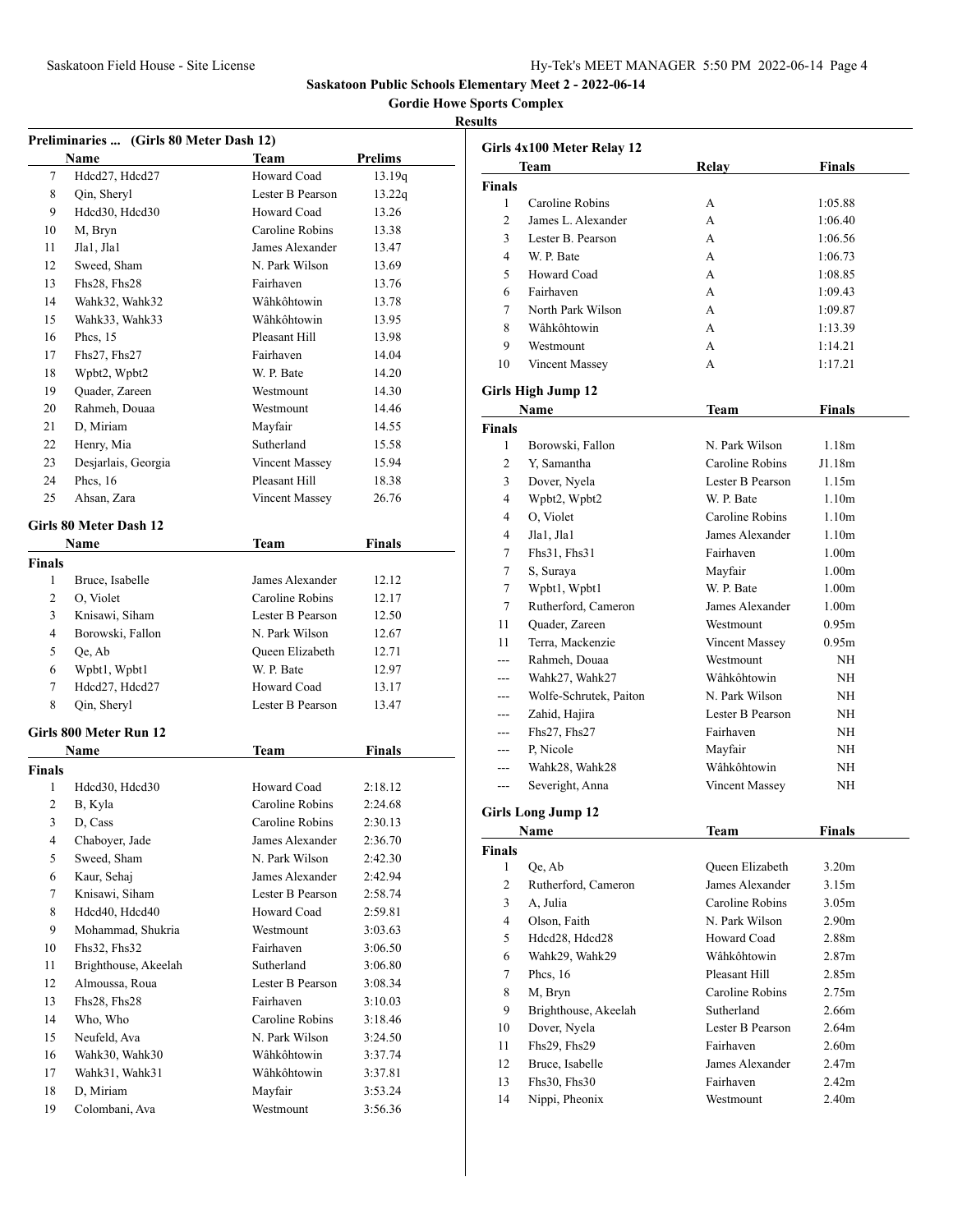## Saskatoon Public Schools Elementary Meet 2 - 2022-06-14

### Gordie Howe Sports Complex

### Results

**Preliminaries ... (Girls 80 Meter Dash 12)**

| | Name | Team | Prelims |
|---|---|---|---|
| 7 | Hdcd27, Hdcd27 | Howard Coad | 13.19q |
| 8 | Qin, Sheryl | Lester B Pearson | 13.22q |
| 9 | Hdcd30, Hdcd30 | Howard Coad | 13.26 |
| 10 | M, Bryn | Caroline Robins | 13.38 |
| 11 | Jla1, Jla1 | James Alexander | 13.47 |
| 12 | Sweed, Sham | N. Park Wilson | 13.69 |
| 13 | Fhs28, Fhs28 | Fairhaven | 13.76 |
| 14 | Wahk32, Wahk32 | Wâhkôhtowin | 13.78 |
| 15 | Wahk33, Wahk33 | Wâhkôhtowin | 13.95 |
| 16 | Phcs, 15 | Pleasant Hill | 13.98 |
| 17 | Fhs27, Fhs27 | Fairhaven | 14.04 |
| 18 | Wpbt2, Wpbt2 | W. P. Bate | 14.20 |
| 19 | Quader, Zareen | Westmount | 14.30 |
| 20 | Rahmeh, Douaa | Westmount | 14.46 |
| 21 | D, Miriam | Mayfair | 14.55 |
| 22 | Henry, Mia | Sutherland | 15.58 |
| 23 | Desjarlais, Georgia | Vincent Massey | 15.94 |
| 24 | Phcs, 16 | Pleasant Hill | 18.38 |
| 25 | Ahsan, Zara | Vincent Massey | 26.76 |

**Girls 80 Meter Dash 12**

| | Name | Team | Finals |
|---|---|---|---|
| **Finals** | | | |
| 1 | Bruce, Isabelle | James Alexander | 12.12 |
| 2 | O, Violet | Caroline Robins | 12.17 |
| 3 | Knisawi, Siham | Lester B Pearson | 12.50 |
| 4 | Borowski, Fallon | N. Park Wilson | 12.67 |
| 5 | Qe, Ab | Queen Elizabeth | 12.71 |
| 6 | Wpbt1, Wpbt1 | W. P. Bate | 12.97 |
| 7 | Hdcd27, Hdcd27 | Howard Coad | 13.17 |
| 8 | Qin, Sheryl | Lester B Pearson | 13.47 |

**Girls 800 Meter Run 12**

| | Name | Team | Finals |
|---|---|---|---|
| **Finals** | | | |
| 1 | Hdcd30, Hdcd30 | Howard Coad | 2:18.12 |
| 2 | B, Kyla | Caroline Robins | 2:24.68 |
| 3 | D, Cass | Caroline Robins | 2:30.13 |
| 4 | Chaboyer, Jade | James Alexander | 2:36.70 |
| 5 | Sweed, Sham | N. Park Wilson | 2:42.30 |
| 6 | Kaur, Sehaj | James Alexander | 2:42.94 |
| 7 | Knisawi, Siham | Lester B Pearson | 2:58.74 |
| 8 | Hdcd40, Hdcd40 | Howard Coad | 2:59.81 |
| 9 | Mohammad, Shukria | Westmount | 3:03.63 |
| 10 | Fhs32, Fhs32 | Fairhaven | 3:06.50 |
| 11 | Brighthouse, Akeelah | Sutherland | 3:06.80 |
| 12 | Almoussa, Roua | Lester B Pearson | 3:08.34 |
| 13 | Fhs28, Fhs28 | Fairhaven | 3:10.03 |
| 14 | Who, Who | Caroline Robins | 3:18.46 |
| 15 | Neufeld, Ava | N. Park Wilson | 3:24.50 |
| 16 | Wahk30, Wahk30 | Wâhkôhtowin | 3:37.74 |
| 17 | Wahk31, Wahk31 | Wâhkôhtowin | 3:37.81 |
| 18 | D, Miriam | Mayfair | 3:53.24 |
| 19 | Colombani, Ava | Westmount | 3:56.36 |

**Girls 4x100 Meter Relay 12**

| | Team | Relay | Finals |
|---|---|---|---|
| **Finals** | | | |
| 1 | Caroline Robins | A | 1:05.88 |
| 2 | James L. Alexander | A | 1:06.40 |
| 3 | Lester B. Pearson | A | 1:06.56 |
| 4 | W. P. Bate | A | 1:06.73 |
| 5 | Howard Coad | A | 1:08.85 |
| 6 | Fairhaven | A | 1:09.43 |
| 7 | North Park Wilson | A | 1:09.87 |
| 8 | Wâhkôhtowin | A | 1:13.39 |
| 9 | Westmount | A | 1:14.21 |
| 10 | Vincent Massey | A | 1:17.21 |

**Girls High Jump 12**

| | Name | Team | Finals |
|---|---|---|---|
| **Finals** | | | |
| 1 | Borowski, Fallon | N. Park Wilson | 1.18m |
| 2 | Y, Samantha | Caroline Robins | J1.18m |
| 3 | Dover, Nyela | Lester B Pearson | 1.15m |
| 4 | Wpbt2, Wpbt2 | W. P. Bate | 1.10m |
| 4 | O, Violet | Caroline Robins | 1.10m |
| 4 | Jla1, Jla1 | James Alexander | 1.10m |
| 7 | Fhs31, Fhs31 | Fairhaven | 1.00m |
| 7 | S, Suraya | Mayfair | 1.00m |
| 7 | Wpbt1, Wpbt1 | W. P. Bate | 1.00m |
| 7 | Rutherford, Cameron | James Alexander | 1.00m |
| 11 | Quader, Zareen | Westmount | 0.95m |
| 11 | Terra, Mackenzie | Vincent Massey | 0.95m |
| --- | Rahmeh, Douaa | Westmount | NH |
| --- | Wahk27, Wahk27 | Wâhkôhtowin | NH |
| --- | Wolfe-Schrutek, Paiton | N. Park Wilson | NH |
| --- | Zahid, Hajira | Lester B Pearson | NH |
| --- | Fhs27, Fhs27 | Fairhaven | NH |
| --- | P, Nicole | Mayfair | NH |
| --- | Wahk28, Wahk28 | Wâhkôhtowin | NH |
| --- | Severight, Anna | Vincent Massey | NH |

**Girls Long Jump 12**

| | Name | Team | Finals |
|---|---|---|---|
| **Finals** | | | |
| 1 | Qe, Ab | Queen Elizabeth | 3.20m |
| 2 | Rutherford, Cameron | James Alexander | 3.15m |
| 3 | A, Julia | Caroline Robins | 3.05m |
| 4 | Olson, Faith | N. Park Wilson | 2.90m |
| 5 | Hdcd28, Hdcd28 | Howard Coad | 2.88m |
| 6 | Wahk29, Wahk29 | Wâhkôhtowin | 2.87m |
| 7 | Phcs, 16 | Pleasant Hill | 2.85m |
| 8 | M, Bryn | Caroline Robins | 2.75m |
| 9 | Brighthouse, Akeelah | Sutherland | 2.66m |
| 10 | Dover, Nyela | Lester B Pearson | 2.64m |
| 11 | Fhs29, Fhs29 | Fairhaven | 2.60m |
| 12 | Bruce, Isabelle | James Alexander | 2.47m |
| 13 | Fhs30, Fhs30 | Fairhaven | 2.42m |
| 14 | Nippi, Pheonix | Westmount | 2.40m |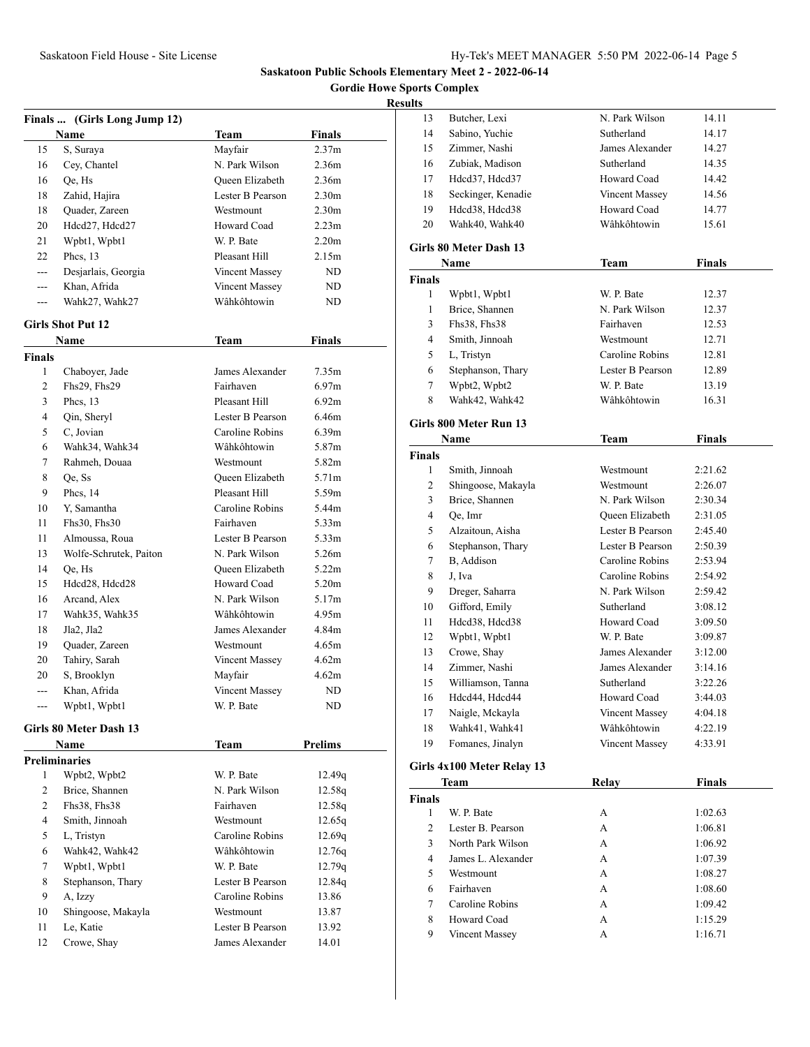# Saskatoon Public Schools Elementary Meet 2 - 2022-06-14

## Gordie Howe Sports Complex

### Results

**Finals ... (Girls Long Jump 12)**

| | Name | Team | Finals |
|---|---|---|---|
| 15 | S, Suraya | Mayfair | 2.37m |
| 16 | Cey, Chantel | N. Park Wilson | 2.36m |
| 16 | Qe, Hs | Queen Elizabeth | 2.36m |
| 18 | Zahid, Hajira | Lester B Pearson | 2.30m |
| 18 | Quader, Zareen | Westmount | 2.30m |
| 20 | Hdcd27, Hdcd27 | Howard Coad | 2.23m |
| 21 | Wpbt1, Wpbt1 | W. P. Bate | 2.20m |
| 22 | Phcs, 13 | Pleasant Hill | 2.15m |
| --- | Desjarlais, Georgia | Vincent Massey | ND |
| --- | Khan, Afrida | Vincent Massey | ND |
| --- | Wahk27, Wahk27 | Wâhkôhtowin | ND |

**Girls Shot Put 12**

| | Name | Team | Finals |
|---|---|---|---|
| **Finals** | | | |
| 1 | Chaboyer, Jade | James Alexander | 7.35m |
| 2 | Fhs29, Fhs29 | Fairhaven | 6.97m |
| 3 | Phcs, 13 | Pleasant Hill | 6.92m |
| 4 | Qin, Sheryl | Lester B Pearson | 6.46m |
| 5 | C, Jovian | Caroline Robins | 6.39m |
| 6 | Wahk34, Wahk34 | Wâhkôhtowin | 5.87m |
| 7 | Rahmeh, Douaa | Westmount | 5.82m |
| 8 | Qe, Ss | Queen Elizabeth | 5.71m |
| 9 | Phcs, 14 | Pleasant Hill | 5.59m |
| 10 | Y, Samantha | Caroline Robins | 5.44m |
| 11 | Fhs30, Fhs30 | Fairhaven | 5.33m |
| 11 | Almoussa, Roua | Lester B Pearson | 5.33m |
| 13 | Wolfe-Schrutek, Paiton | N. Park Wilson | 5.26m |
| 14 | Qe, Hs | Queen Elizabeth | 5.22m |
| 15 | Hdcd28, Hdcd28 | Howard Coad | 5.20m |
| 16 | Arcand, Alex | N. Park Wilson | 5.17m |
| 17 | Wahk35, Wahk35 | Wâhkôhtowin | 4.95m |
| 18 | Jla2, Jla2 | James Alexander | 4.84m |
| 19 | Quader, Zareen | Westmount | 4.65m |
| 20 | Tahiry, Sarah | Vincent Massey | 4.62m |
| 20 | S, Brooklyn | Mayfair | 4.62m |
| --- | Khan, Afrida | Vincent Massey | ND |
| --- | Wpbt1, Wpbt1 | W. P. Bate | ND |

**Girls 80 Meter Dash 13**

| | Name | Team | Prelims |
|---|---|---|---|
| **Preliminaries** | | | |
| 1 | Wpbt2, Wpbt2 | W. P. Bate | 12.49q |
| 2 | Brice, Shannen | N. Park Wilson | 12.58q |
| 2 | Fhs38, Fhs38 | Fairhaven | 12.58q |
| 4 | Smith, Jinnoah | Westmount | 12.65q |
| 5 | L, Tristyn | Caroline Robins | 12.69q |
| 6 | Wahk42, Wahk42 | Wâhkôhtowin | 12.76q |
| 7 | Wpbt1, Wpbt1 | W. P. Bate | 12.79q |
| 8 | Stephanson, Thary | Lester B Pearson | 12.84q |
| 9 | A, Izzy | Caroline Robins | 13.86 |
| 10 | Shingoose, Makayla | Westmount | 13.87 |
| 11 | Le, Katie | Lester B Pearson | 13.92 |
| 12 | Crowe, Shay | James Alexander | 14.01 |
| 13 | Butcher, Lexi | N. Park Wilson | 14.11 |
| 14 | Sabino, Yuchie | Sutherland | 14.17 |
| 15 | Zimmer, Nashi | James Alexander | 14.27 |
| 16 | Zubiak, Madison | Sutherland | 14.35 |
| 17 | Hdcd37, Hdcd37 | Howard Coad | 14.42 |
| 18 | Seckinger, Kenadie | Vincent Massey | 14.56 |
| 19 | Hdcd38, Hdcd38 | Howard Coad | 14.77 |
| 20 | Wahk40, Wahk40 | Wâhkôhtowin | 15.61 |

**Girls 80 Meter Dash 13**

| | Name | Team | Finals |
|---|---|---|---|
| **Finals** | | | |
| 1 | Wpbt1, Wpbt1 | W. P. Bate | 12.37 |
| 1 | Brice, Shannen | N. Park Wilson | 12.37 |
| 3 | Fhs38, Fhs38 | Fairhaven | 12.53 |
| 4 | Smith, Jinnoah | Westmount | 12.71 |
| 5 | L, Tristyn | Caroline Robins | 12.81 |
| 6 | Stephanson, Thary | Lester B Pearson | 12.89 |
| 7 | Wpbt2, Wpbt2 | W. P. Bate | 13.19 |
| 8 | Wahk42, Wahk42 | Wâhkôhtowin | 16.31 |

**Girls 800 Meter Run 13**

| | Name | Team | Finals |
|---|---|---|---|
| **Finals** | | | |
| 1 | Smith, Jinnoah | Westmount | 2:21.62 |
| 2 | Shingoose, Makayla | Westmount | 2:26.07 |
| 3 | Brice, Shannen | N. Park Wilson | 2:30.34 |
| 4 | Qe, Imr | Queen Elizabeth | 2:31.05 |
| 5 | Alzaitoun, Aisha | Lester B Pearson | 2:45.40 |
| 6 | Stephanson, Thary | Lester B Pearson | 2:50.39 |
| 7 | B, Addison | Caroline Robins | 2:53.94 |
| 8 | J, Iva | Caroline Robins | 2:54.92 |
| 9 | Dreger, Saharra | N. Park Wilson | 2:59.42 |
| 10 | Gifford, Emily | Sutherland | 3:08.12 |
| 11 | Hdcd38, Hdcd38 | Howard Coad | 3:09.50 |
| 12 | Wpbt1, Wpbt1 | W. P. Bate | 3:09.87 |
| 13 | Crowe, Shay | James Alexander | 3:12.00 |
| 14 | Zimmer, Nashi | James Alexander | 3:14.16 |
| 15 | Williamson, Tanna | Sutherland | 3:22.26 |
| 16 | Hdcd44, Hdcd44 | Howard Coad | 3:44.03 |
| 17 | Naigle, Mckayla | Vincent Massey | 4:04.18 |
| 18 | Wahk41, Wahk41 | Wâhkôhtowin | 4:22.19 |
| 19 | Fomanes, Jinalyn | Vincent Massey | 4:33.91 |

**Girls 4x100 Meter Relay 13**

| | Team | Relay | Finals |
|---|---|---|---|
| **Finals** | | | |
| 1 | W. P. Bate | A | 1:02.63 |
| 2 | Lester B. Pearson | A | 1:06.81 |
| 3 | North Park Wilson | A | 1:06.92 |
| 4 | James L. Alexander | A | 1:07.39 |
| 5 | Westmount | A | 1:08.27 |
| 6 | Fairhaven | A | 1:08.60 |
| 7 | Caroline Robins | A | 1:09.42 |
| 8 | Howard Coad | A | 1:15.29 |
| 9 | Vincent Massey | A | 1:16.71 |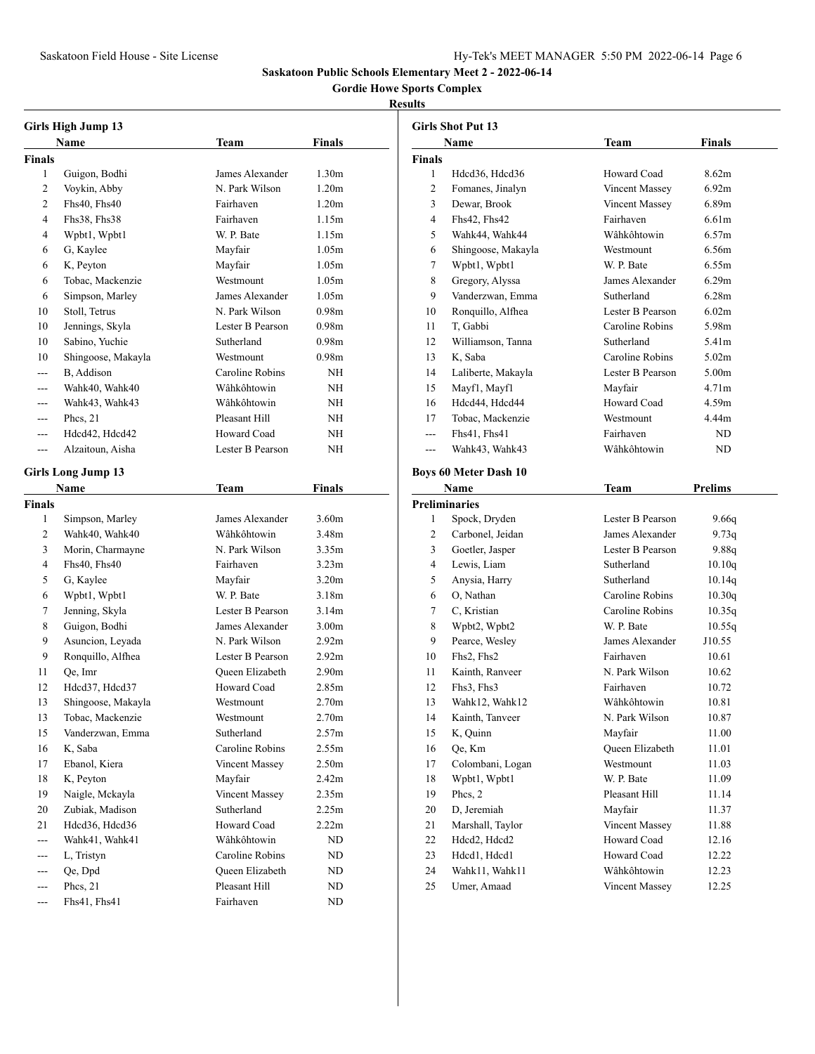# Saskatoon Public Schools Elementary Meet 2 - 2022-06-14

## Gordie Howe Sports Complex

### Results

#### Girls High Jump 13

| | Name | Team | Finals |
|---|---|---|---|
| **Finals** | | | |
| 1 | Guigon, Bodhi | James Alexander | 1.30m |
| 2 | Voykin, Abby | N. Park Wilson | 1.20m |
| 2 | Fhs40, Fhs40 | Fairhaven | 1.20m |
| 4 | Fhs38, Fhs38 | Fairhaven | 1.15m |
| 4 | Wpbt1, Wpbt1 | W. P. Bate | 1.15m |
| 6 | G, Kaylee | Mayfair | 1.05m |
| 6 | K, Peyton | Mayfair | 1.05m |
| 6 | Tobac, Mackenzie | Westmount | 1.05m |
| 6 | Simpson, Marley | James Alexander | 1.05m |
| 10 | Stoll, Tetrus | N. Park Wilson | 0.98m |
| 10 | Jennings, Skyla | Lester B Pearson | 0.98m |
| 10 | Sabino, Yuchie | Sutherland | 0.98m |
| 10 | Shingoose, Makayla | Westmount | 0.98m |
| --- | B, Addison | Caroline Robins | NH |
| --- | Wahk40, Wahk40 | Wâhkôhtowin | NH |
| --- | Wahk43, Wahk43 | Wâhkôhtowin | NH |
| --- | Phcs, 21 | Pleasant Hill | NH |
| --- | Hdcd42, Hdcd42 | Howard Coad | NH |
| --- | Alzaitoun, Aisha | Lester B Pearson | NH |

#### Girls Long Jump 13

| | Name | Team | Finals |
|---|---|---|---|
| **Finals** | | | |
| 1 | Simpson, Marley | James Alexander | 3.60m |
| 2 | Wahk40, Wahk40 | Wâhkôhtowin | 3.48m |
| 3 | Morin, Charmayne | N. Park Wilson | 3.35m |
| 4 | Fhs40, Fhs40 | Fairhaven | 3.23m |
| 5 | G, Kaylee | Mayfair | 3.20m |
| 6 | Wpbt1, Wpbt1 | W. P. Bate | 3.18m |
| 7 | Jenning, Skyla | Lester B Pearson | 3.14m |
| 8 | Guigon, Bodhi | James Alexander | 3.00m |
| 9 | Asuncion, Leyada | N. Park Wilson | 2.92m |
| 9 | Ronquillo, Alfhea | Lester B Pearson | 2.92m |
| 11 | Qe, Imr | Queen Elizabeth | 2.90m |
| 12 | Hdcd37, Hdcd37 | Howard Coad | 2.85m |
| 13 | Shingoose, Makayla | Westmount | 2.70m |
| 13 | Tobac, Mackenzie | Westmount | 2.70m |
| 15 | Vanderzwan, Emma | Sutherland | 2.57m |
| 16 | K, Saba | Caroline Robins | 2.55m |
| 17 | Ebanol, Kiera | Vincent Massey | 2.50m |
| 18 | K, Peyton | Mayfair | 2.42m |
| 19 | Naigle, Mckayla | Vincent Massey | 2.35m |
| 20 | Zubiak, Madison | Sutherland | 2.25m |
| 21 | Hdcd36, Hdcd36 | Howard Coad | 2.22m |
| --- | Wahk41, Wahk41 | Wâhkôhtowin | ND |
| --- | L, Tristyn | Caroline Robins | ND |
| --- | Qe, Dpd | Queen Elizabeth | ND |
| --- | Phcs, 21 | Pleasant Hill | ND |
| --- | Fhs41, Fhs41 | Fairhaven | ND |

#### Girls Shot Put 13

| | Name | Team | Finals |
|---|---|---|---|
| **Finals** | | | |
| 1 | Hdcd36, Hdcd36 | Howard Coad | 8.62m |
| 2 | Fomanes, Jinalyn | Vincent Massey | 6.92m |
| 3 | Dewar, Brook | Vincent Massey | 6.89m |
| 4 | Fhs42, Fhs42 | Fairhaven | 6.61m |
| 5 | Wahk44, Wahk44 | Wâhkôhtowin | 6.57m |
| 6 | Shingoose, Makayla | Westmount | 6.56m |
| 7 | Wpbt1, Wpbt1 | W. P. Bate | 6.55m |
| 8 | Gregory, Alyssa | James Alexander | 6.29m |
| 9 | Vanderzwan, Emma | Sutherland | 6.28m |
| 10 | Ronquillo, Alfhea | Lester B Pearson | 6.02m |
| 11 | T, Gabbi | Caroline Robins | 5.98m |
| 12 | Williamson, Tanna | Sutherland | 5.41m |
| 13 | K, Saba | Caroline Robins | 5.02m |
| 14 | Laliberte, Makayla | Lester B Pearson | 5.00m |
| 15 | Mayf1, Mayf1 | Mayfair | 4.71m |
| 16 | Hdcd44, Hdcd44 | Howard Coad | 4.59m |
| 17 | Tobac, Mackenzie | Westmount | 4.44m |
| --- | Fhs41, Fhs41 | Fairhaven | ND |
| --- | Wahk43, Wahk43 | Wâhkôhtowin | ND |

#### Boys 60 Meter Dash 10

| | Name | Team | Prelims |
|---|---|---|---|
| **Preliminaries** | | | |
| 1 | Spock, Dryden | Lester B Pearson | 9.66q |
| 2 | Carbonel, Jeidan | James Alexander | 9.73q |
| 3 | Goetler, Jasper | Lester B Pearson | 9.88q |
| 4 | Lewis, Liam | Sutherland | 10.10q |
| 5 | Anysia, Harry | Sutherland | 10.14q |
| 6 | O, Nathan | Caroline Robins | 10.30q |
| 7 | C, Kristian | Caroline Robins | 10.35q |
| 8 | Wpbt2, Wpbt2 | W. P. Bate | 10.55q |
| 9 | Pearce, Wesley | James Alexander | J10.55 |
| 10 | Fhs2, Fhs2 | Fairhaven | 10.61 |
| 11 | Kainth, Ranveer | N. Park Wilson | 10.62 |
| 12 | Fhs3, Fhs3 | Fairhaven | 10.72 |
| 13 | Wahk12, Wahk12 | Wâhkôhtowin | 10.81 |
| 14 | Kainth, Tanveer | N. Park Wilson | 10.87 |
| 15 | K, Quinn | Mayfair | 11.00 |
| 16 | Qe, Km | Queen Elizabeth | 11.01 |
| 17 | Colombani, Logan | Westmount | 11.03 |
| 18 | Wpbt1, Wpbt1 | W. P. Bate | 11.09 |
| 19 | Phcs, 2 | Pleasant Hill | 11.14 |
| 20 | D, Jeremiah | Mayfair | 11.37 |
| 21 | Marshall, Taylor | Vincent Massey | 11.88 |
| 22 | Hdcd2, Hdcd2 | Howard Coad | 12.16 |
| 23 | Hdcd1, Hdcd1 | Howard Coad | 12.22 |
| 24 | Wahk11, Wahk11 | Wâhkôhtowin | 12.23 |
| 25 | Umer, Amaad | Vincent Massey | 12.25 |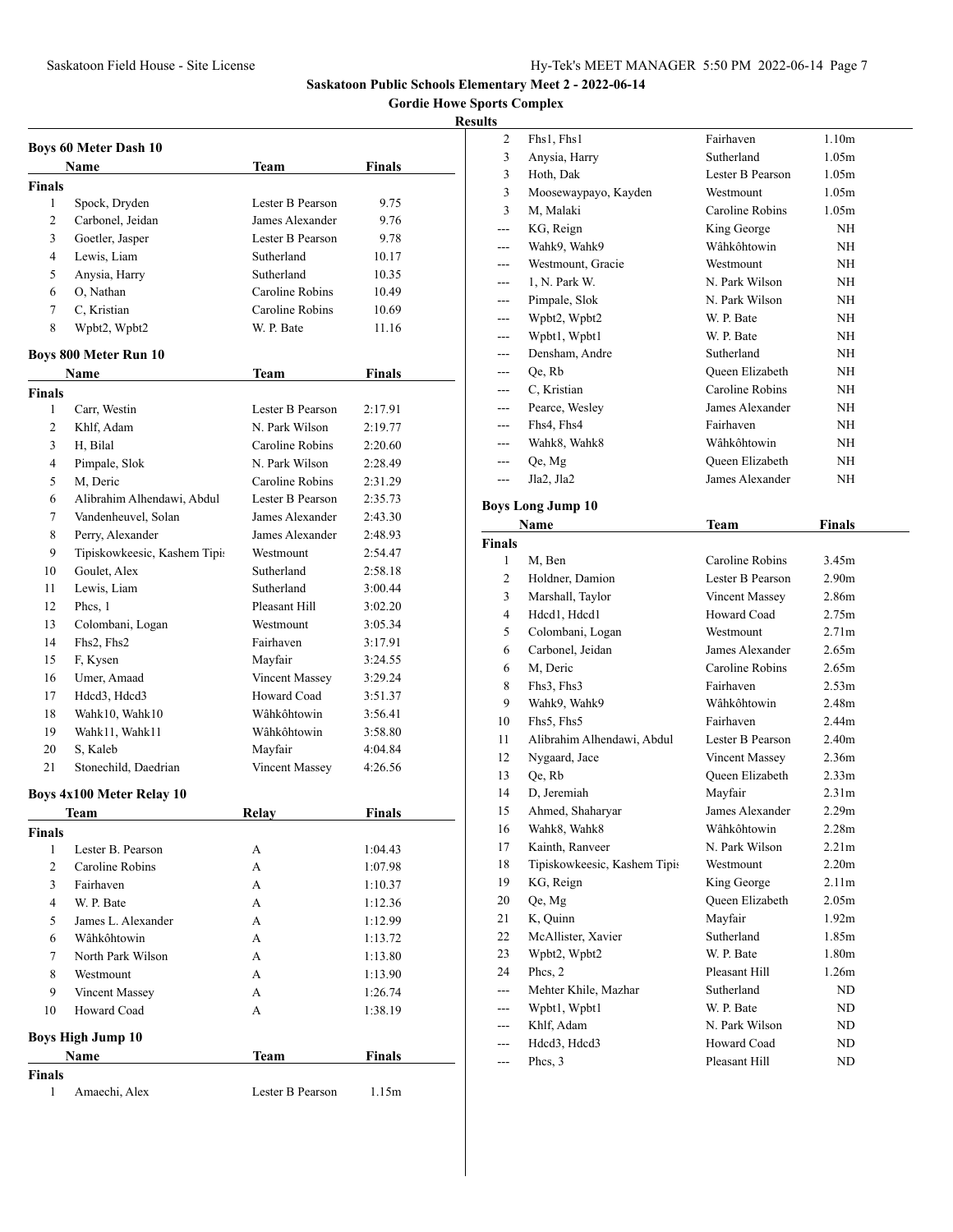# Saskatoon Public Schools Elementary Meet 2 - 2022-06-14

## Gordie Howe Sports Complex

### Results

#### Boys 60 Meter Dash 10

| | Name | Team | Finals |
|---|---|---|---|
| **Finals** | | | |
| 1 | Spock, Dryden | Lester B Pearson | 9.75 |
| 2 | Carbonel, Jeidan | James Alexander | 9.76 |
| 3 | Goetler, Jasper | Lester B Pearson | 9.78 |
| 4 | Lewis, Liam | Sutherland | 10.17 |
| 5 | Anysia, Harry | Sutherland | 10.35 |
| 6 | O, Nathan | Caroline Robins | 10.49 |
| 7 | C, Kristian | Caroline Robins | 10.69 |
| 8 | Wpbt2, Wpbt2 | W. P. Bate | 11.16 |

#### Boys 800 Meter Run 10

| | Name | Team | Finals |
|---|---|---|---|
| **Finals** | | | |
| 1 | Carr, Westin | Lester B Pearson | 2:17.91 |
| 2 | Khlf, Adam | N. Park Wilson | 2:19.77 |
| 3 | H, Bilal | Caroline Robins | 2:20.60 |
| 4 | Pimpale, Slok | N. Park Wilson | 2:28.49 |
| 5 | M, Deric | Caroline Robins | 2:31.29 |
| 6 | Alibrahim Alhendawi, Abdul | Lester B Pearson | 2:35.73 |
| 7 | Vandenheuvel, Solan | James Alexander | 2:43.30 |
| 8 | Perry, Alexander | James Alexander | 2:48.93 |
| 9 | Tipiskowkeesic, Kashem Tipis | Westmount | 2:54.47 |
| 10 | Goulet, Alex | Sutherland | 2:58.18 |
| 11 | Lewis, Liam | Sutherland | 3:00.44 |
| 12 | Phcs, 1 | Pleasant Hill | 3:02.20 |
| 13 | Colombani, Logan | Westmount | 3:05.34 |
| 14 | Fhs2, Fhs2 | Fairhaven | 3:17.91 |
| 15 | F, Kysen | Mayfair | 3:24.55 |
| 16 | Umer, Amaad | Vincent Massey | 3:29.24 |
| 17 | Hdcd3, Hdcd3 | Howard Coad | 3:51.37 |
| 18 | Wahk10, Wahk10 | Wâhkôhtowin | 3:56.41 |
| 19 | Wahk11, Wahk11 | Wâhkôhtowin | 3:58.80 |
| 20 | S, Kaleb | Mayfair | 4:04.84 |
| 21 | Stonechild, Daedrian | Vincent Massey | 4:26.56 |

#### Boys 4x100 Meter Relay 10

| | Team | Relay | Finals |
|---|---|---|---|
| **Finals** | | | |
| 1 | Lester B. Pearson | A | 1:04.43 |
| 2 | Caroline Robins | A | 1:07.98 |
| 3 | Fairhaven | A | 1:10.37 |
| 4 | W. P. Bate | A | 1:12.36 |
| 5 | James L. Alexander | A | 1:12.99 |
| 6 | Wâhkôhtowin | A | 1:13.72 |
| 7 | North Park Wilson | A | 1:13.80 |
| 8 | Westmount | A | 1:13.90 |
| 9 | Vincent Massey | A | 1:26.74 |
| 10 | Howard Coad | A | 1:38.19 |

#### Boys High Jump 10

| | Name | Team | Finals |
|---|---|---|---|
| **Finals** | | | |
| 1 | Amaechi, Alex | Lester B Pearson | 1.15m |
| 2 | Fhs1, Fhs1 | Fairhaven | 1.10m |
| 3 | Anysia, Harry | Sutherland | 1.05m |
| 3 | Hoth, Dak | Lester B Pearson | 1.05m |
| 3 | Moosewaypayo, Kayden | Westmount | 1.05m |
| 3 | M, Malaki | Caroline Robins | 1.05m |
| --- | KG, Reign | King George | NH |
| --- | Wahk9, Wahk9 | Wâhkôhtowin | NH |
| --- | Westmount, Gracie | Westmount | NH |
| --- | 1, N. Park W. | N. Park Wilson | NH |
| --- | Pimpale, Slok | N. Park Wilson | NH |
| --- | Wpbt2, Wpbt2 | W. P. Bate | NH |
| --- | Wpbt1, Wpbt1 | W. P. Bate | NH |
| --- | Densham, Andre | Sutherland | NH |
| --- | Qe, Rb | Queen Elizabeth | NH |
| --- | C, Kristian | Caroline Robins | NH |
| --- | Pearce, Wesley | James Alexander | NH |
| --- | Fhs4, Fhs4 | Fairhaven | NH |
| --- | Wahk8, Wahk8 | Wâhkôhtowin | NH |
| --- | Qe, Mg | Queen Elizabeth | NH |
| --- | Jla2, Jla2 | James Alexander | NH |

#### Boys Long Jump 10

| | Name | Team | Finals |
|---|---|---|---|
| **Finals** | | | |
| 1 | M, Ben | Caroline Robins | 3.45m |
| 2 | Holdner, Damion | Lester B Pearson | 2.90m |
| 3 | Marshall, Taylor | Vincent Massey | 2.86m |
| 4 | Hdcd1, Hdcd1 | Howard Coad | 2.75m |
| 5 | Colombani, Logan | Westmount | 2.71m |
| 6 | Carbonel, Jeidan | James Alexander | 2.65m |
| 6 | M, Deric | Caroline Robins | 2.65m |
| 8 | Fhs3, Fhs3 | Fairhaven | 2.53m |
| 9 | Wahk9, Wahk9 | Wâhkôhtowin | 2.48m |
| 10 | Fhs5, Fhs5 | Fairhaven | 2.44m |
| 11 | Alibrahim Alhendawi, Abdul | Lester B Pearson | 2.40m |
| 12 | Nygaard, Jace | Vincent Massey | 2.36m |
| 13 | Qe, Rb | Queen Elizabeth | 2.33m |
| 14 | D, Jeremiah | Mayfair | 2.31m |
| 15 | Ahmed, Shaharyar | James Alexander | 2.29m |
| 16 | Wahk8, Wahk8 | Wâhkôhtowin | 2.28m |
| 17 | Kainth, Ranveer | N. Park Wilson | 2.21m |
| 18 | Tipiskowkeesic, Kashem Tipis | Westmount | 2.20m |
| 19 | KG, Reign | King George | 2.11m |
| 20 | Qe, Mg | Queen Elizabeth | 2.05m |
| 21 | K, Quinn | Mayfair | 1.92m |
| 22 | McAllister, Xavier | Sutherland | 1.85m |
| 23 | Wpbt2, Wpbt2 | W. P. Bate | 1.80m |
| 24 | Phcs, 2 | Pleasant Hill | 1.26m |
| --- | Mehter Khile, Mazhar | Sutherland | ND |
| --- | Wpbt1, Wpbt1 | W. P. Bate | ND |
| --- | Khlf, Adam | N. Park Wilson | ND |
| --- | Hdcd3, Hdcd3 | Howard Coad | ND |
| --- | Phcs, 3 | Pleasant Hill | ND |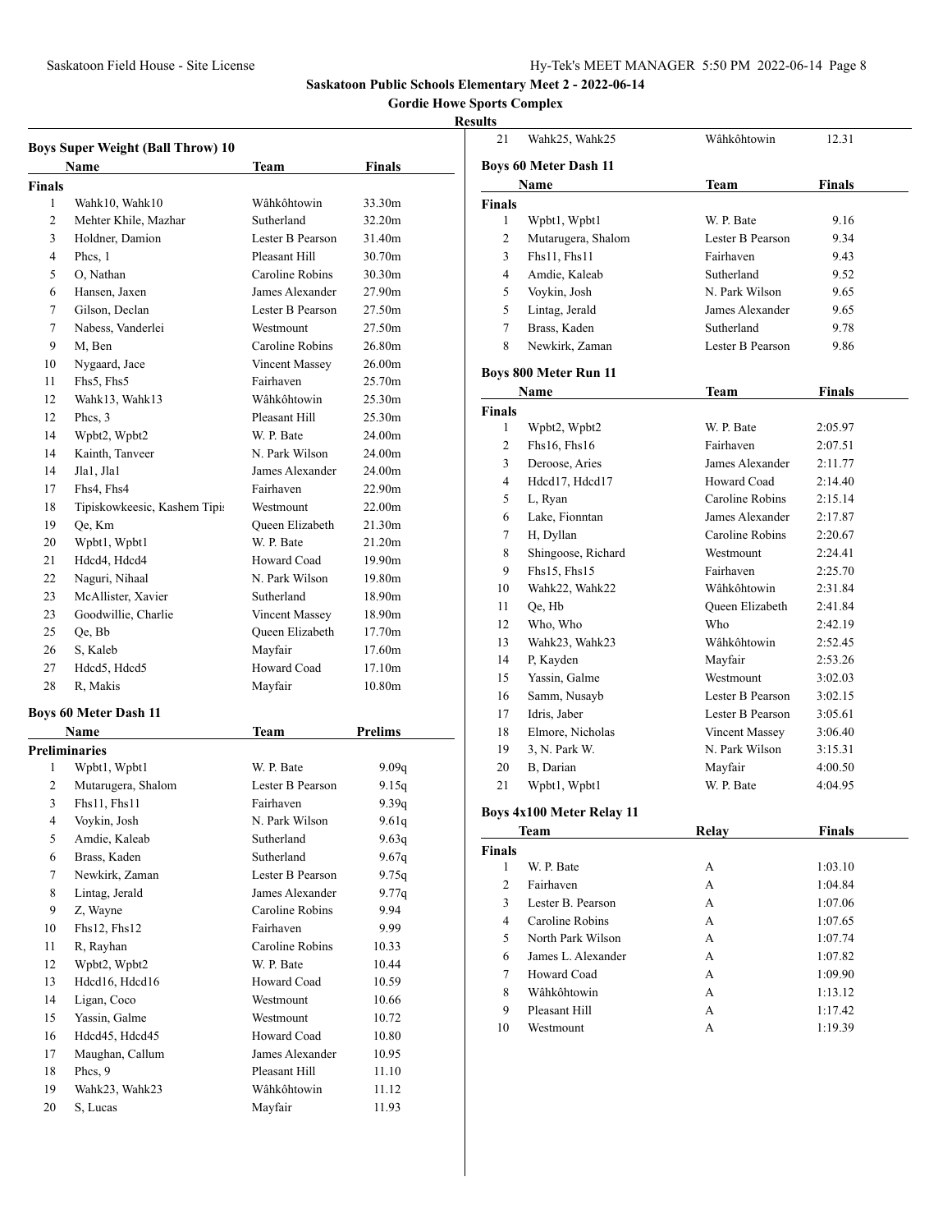Saskatoon Public Schools Elementary Meet 2 - 2022-06-14

Gordie Howe Sports Complex

Results

### Boys Super Weight (Ball Throw) 10

| | Name | Team | Finals |
|---|---|---|---|
| **Finals** | | | |
| 1 | Wahk10, Wahk10 | Wâhkôhtowin | 33.30m |
| 2 | Mehter Khile, Mazhar | Sutherland | 32.20m |
| 3 | Holdner, Damion | Lester B Pearson | 31.40m |
| 4 | Phcs, 1 | Pleasant Hill | 30.70m |
| 5 | O, Nathan | Caroline Robins | 30.30m |
| 6 | Hansen, Jaxen | James Alexander | 27.90m |
| 7 | Gilson, Declan | Lester B Pearson | 27.50m |
| 7 | Nabess, Vanderlei | Westmount | 27.50m |
| 9 | M, Ben | Caroline Robins | 26.80m |
| 10 | Nygaard, Jace | Vincent Massey | 26.00m |
| 11 | Fhs5, Fhs5 | Fairhaven | 25.70m |
| 12 | Wahk13, Wahk13 | Wâhkôhtowin | 25.30m |
| 12 | Phcs, 3 | Pleasant Hill | 25.30m |
| 14 | Wpbt2, Wpbt2 | W. P. Bate | 24.00m |
| 14 | Kainth, Tanveer | N. Park Wilson | 24.00m |
| 14 | Jla1, Jla1 | James Alexander | 24.00m |
| 17 | Fhs4, Fhs4 | Fairhaven | 22.90m |
| 18 | Tipiskowkeesic, Kashem Tipis | Westmount | 22.00m |
| 19 | Qe, Km | Queen Elizabeth | 21.30m |
| 20 | Wpbt1, Wpbt1 | W. P. Bate | 21.20m |
| 21 | Hdcd4, Hdcd4 | Howard Coad | 19.90m |
| 22 | Naguri, Nihaal | N. Park Wilson | 19.80m |
| 23 | McAllister, Xavier | Sutherland | 18.90m |
| 23 | Goodwillie, Charlie | Vincent Massey | 18.90m |
| 25 | Qe, Bb | Queen Elizabeth | 17.70m |
| 26 | S, Kaleb | Mayfair | 17.60m |
| 27 | Hdcd5, Hdcd5 | Howard Coad | 17.10m |
| 28 | R, Makis | Mayfair | 10.80m |

### Boys 60 Meter Dash 11

| | Name | Team | Prelims |
|---|---|---|---|
| **Preliminaries** | | | |
| 1 | Wpbt1, Wpbt1 | W. P. Bate | 9.09q |
| 2 | Mutarugera, Shalom | Lester B Pearson | 9.15q |
| 3 | Fhs11, Fhs11 | Fairhaven | 9.39q |
| 4 | Voykin, Josh | N. Park Wilson | 9.61q |
| 5 | Amdie, Kaleab | Sutherland | 9.63q |
| 6 | Brass, Kaden | Sutherland | 9.67q |
| 7 | Newkirk, Zaman | Lester B Pearson | 9.75q |
| 8 | Lintag, Jerald | James Alexander | 9.77q |
| 9 | Z, Wayne | Caroline Robins | 9.94 |
| 10 | Fhs12, Fhs12 | Fairhaven | 9.99 |
| 11 | R, Rayhan | Caroline Robins | 10.33 |
| 12 | Wpbt2, Wpbt2 | W. P. Bate | 10.44 |
| 13 | Hdcd16, Hdcd16 | Howard Coad | 10.59 |
| 14 | Ligan, Coco | Westmount | 10.66 |
| 15 | Yassin, Galme | Westmount | 10.72 |
| 16 | Hdcd45, Hdcd45 | Howard Coad | 10.80 |
| 17 | Maughan, Callum | James Alexander | 10.95 |
| 18 | Phcs, 9 | Pleasant Hill | 11.10 |
| 19 | Wahk23, Wahk23 | Wâhkôhtowin | 11.12 |
| 20 | S, Lucas | Mayfair | 11.93 |
| 21 | Wahk25, Wahk25 | Wâhkôhtowin | 12.31 |

### Boys 60 Meter Dash 11

| | Name | Team | Finals |
|---|---|---|---|
| **Finals** | | | |
| 1 | Wpbt1, Wpbt1 | W. P. Bate | 9.16 |
| 2 | Mutarugera, Shalom | Lester B Pearson | 9.34 |
| 3 | Fhs11, Fhs11 | Fairhaven | 9.43 |
| 4 | Amdie, Kaleab | Sutherland | 9.52 |
| 5 | Voykin, Josh | N. Park Wilson | 9.65 |
| 5 | Lintag, Jerald | James Alexander | 9.65 |
| 7 | Brass, Kaden | Sutherland | 9.78 |
| 8 | Newkirk, Zaman | Lester B Pearson | 9.86 |

### Boys 800 Meter Run 11

| | Name | Team | Finals |
|---|---|---|---|
| **Finals** | | | |
| 1 | Wpbt2, Wpbt2 | W. P. Bate | 2:05.97 |
| 2 | Fhs16, Fhs16 | Fairhaven | 2:07.51 |
| 3 | Deroose, Aries | James Alexander | 2:11.77 |
| 4 | Hdcd17, Hdcd17 | Howard Coad | 2:14.40 |
| 5 | L, Ryan | Caroline Robins | 2:15.14 |
| 6 | Lake, Fionntan | James Alexander | 2:17.87 |
| 7 | H, Dyllan | Caroline Robins | 2:20.67 |
| 8 | Shingoose, Richard | Westmount | 2:24.41 |
| 9 | Fhs15, Fhs15 | Fairhaven | 2:25.70 |
| 10 | Wahk22, Wahk22 | Wâhkôhtowin | 2:31.84 |
| 11 | Qe, Hb | Queen Elizabeth | 2:41.84 |
| 12 | Who, Who | Who | 2:42.19 |
| 13 | Wahk23, Wahk23 | Wâhkôhtowin | 2:52.45 |
| 14 | P, Kayden | Mayfair | 2:53.26 |
| 15 | Yassin, Galme | Westmount | 3:02.03 |
| 16 | Samm, Nusayb | Lester B Pearson | 3:02.15 |
| 17 | Idris, Jaber | Lester B Pearson | 3:05.61 |
| 18 | Elmore, Nicholas | Vincent Massey | 3:06.40 |
| 19 | 3, N. Park W. | N. Park Wilson | 3:15.31 |
| 20 | B, Darian | Mayfair | 4:00.50 |
| 21 | Wpbt1, Wpbt1 | W. P. Bate | 4:04.95 |

### Boys 4x100 Meter Relay 11

| | Team | Relay | Finals |
|---|---|---|---|
| **Finals** | | | |
| 1 | W. P. Bate | A | 1:03.10 |
| 2 | Fairhaven | A | 1:04.84 |
| 3 | Lester B. Pearson | A | 1:07.06 |
| 4 | Caroline Robins | A | 1:07.65 |
| 5 | North Park Wilson | A | 1:07.74 |
| 6 | James L. Alexander | A | 1:07.82 |
| 7 | Howard Coad | A | 1:09.90 |
| 8 | Wâhkôhtowin | A | 1:13.12 |
| 9 | Pleasant Hill | A | 1:17.42 |
| 10 | Westmount | A | 1:19.39 |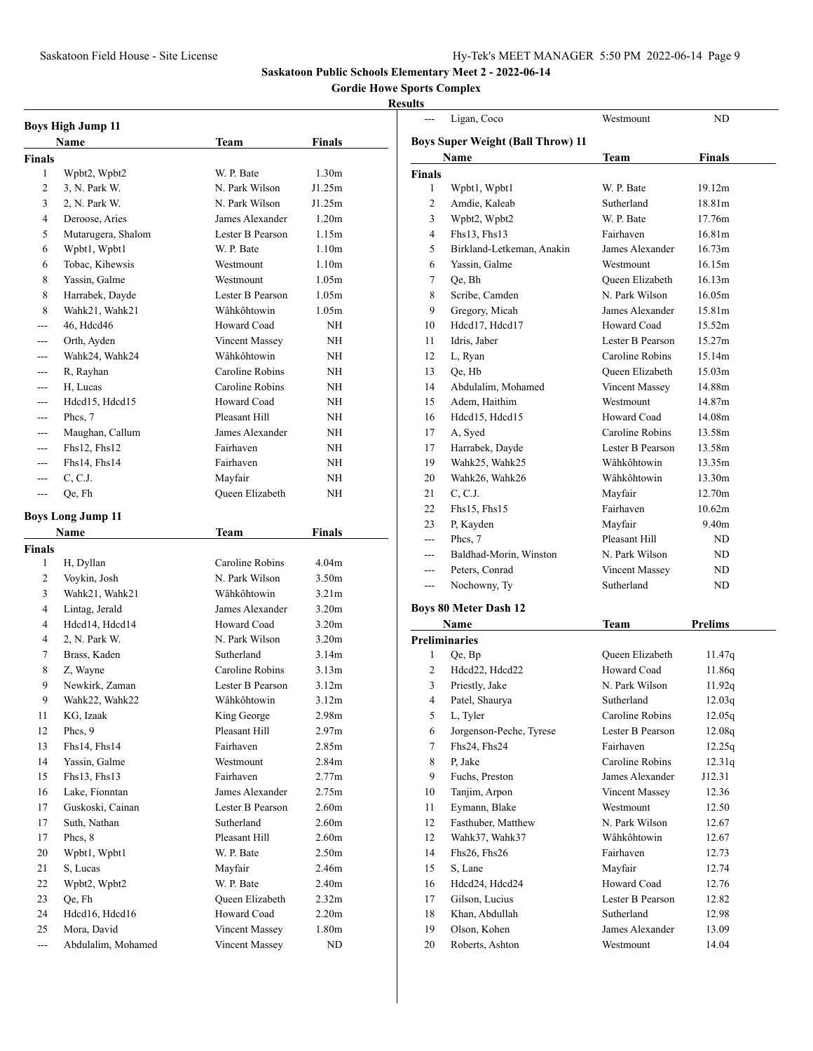**Saskatoon Public Schools Elementary Meet 2 - 2022-06-14**

**Gordie Howe Sports Complex**

**Results**

### Boys High Jump 11

| | Name | Team | Finals |
|---|---|---|---|
| **Finals** | | | |
| 1 | Wpbt2, Wpbt2 | W. P. Bate | 1.30m |
| 2 | 3, N. Park W. | N. Park Wilson | J1.25m |
| 3 | 2, N. Park W. | N. Park Wilson | J1.25m |
| 4 | Deroose, Aries | James Alexander | 1.20m |
| 5 | Mutarugera, Shalom | Lester B Pearson | 1.15m |
| 6 | Wpbt1, Wpbt1 | W. P. Bate | 1.10m |
| 6 | Tobac, Kihewsis | Westmount | 1.10m |
| 8 | Yassin, Galme | Westmount | 1.05m |
| 8 | Harrabek, Dayde | Lester B Pearson | 1.05m |
| 8 | Wahk21, Wahk21 | Wâhkôhtowin | 1.05m |
| --- | 46, Hdcd46 | Howard Coad | NH |
| --- | Orth, Ayden | Vincent Massey | NH |
| --- | Wahk24, Wahk24 | Wâhkôhtowin | NH |
| --- | R, Rayhan | Caroline Robins | NH |
| --- | H, Lucas | Caroline Robins | NH |
| --- | Hdcd15, Hdcd15 | Howard Coad | NH |
| --- | Phcs, 7 | Pleasant Hill | NH |
| --- | Maughan, Callum | James Alexander | NH |
| --- | Fhs12, Fhs12 | Fairhaven | NH |
| --- | Fhs14, Fhs14 | Fairhaven | NH |
| --- | C, C.J. | Mayfair | NH |
| --- | Qe, Fh | Queen Elizabeth | NH |

### Boys Long Jump 11

| | Name | Team | Finals |
|---|---|---|---|
| **Finals** | | | |
| 1 | H, Dyllan | Caroline Robins | 4.04m |
| 2 | Voykin, Josh | N. Park Wilson | 3.50m |
| 3 | Wahk21, Wahk21 | Wâhkôhtowin | 3.21m |
| 4 | Lintag, Jerald | James Alexander | 3.20m |
| 4 | Hdcd14, Hdcd14 | Howard Coad | 3.20m |
| 4 | 2, N. Park W. | N. Park Wilson | 3.20m |
| 7 | Brass, Kaden | Sutherland | 3.14m |
| 8 | Z, Wayne | Caroline Robins | 3.13m |
| 9 | Newkirk, Zaman | Lester B Pearson | 3.12m |
| 9 | Wahk22, Wahk22 | Wâhkôhtowin | 3.12m |
| 11 | KG, Izaak | King George | 2.98m |
| 12 | Phcs, 9 | Pleasant Hill | 2.97m |
| 13 | Fhs14, Fhs14 | Fairhaven | 2.85m |
| 14 | Yassin, Galme | Westmount | 2.84m |
| 15 | Fhs13, Fhs13 | Fairhaven | 2.77m |
| 16 | Lake, Fionntan | James Alexander | 2.75m |
| 17 | Guskoski, Cainan | Lester B Pearson | 2.60m |
| 17 | Suth, Nathan | Sutherland | 2.60m |
| 17 | Phcs, 8 | Pleasant Hill | 2.60m |
| 20 | Wpbt1, Wpbt1 | W. P. Bate | 2.50m |
| 21 | S, Lucas | Mayfair | 2.46m |
| 22 | Wpbt2, Wpbt2 | W. P. Bate | 2.40m |
| 23 | Qe, Fh | Queen Elizabeth | 2.32m |
| 24 | Hdcd16, Hdcd16 | Howard Coad | 2.20m |
| 25 | Mora, David | Vincent Massey | 1.80m |
| --- | Abdulalim, Mohamed | Vincent Massey | ND |
| --- | Ligan, Coco | Westmount | ND |

### Boys Super Weight (Ball Throw) 11

| | Name | Team | Finals |
|---|---|---|---|
| **Finals** | | | |
| 1 | Wpbt1, Wpbt1 | W. P. Bate | 19.12m |
| 2 | Amdie, Kaleab | Sutherland | 18.81m |
| 3 | Wpbt2, Wpbt2 | W. P. Bate | 17.76m |
| 4 | Fhs13, Fhs13 | Fairhaven | 16.81m |
| 5 | Birkland-Letkeman, Anakin | James Alexander | 16.73m |
| 6 | Yassin, Galme | Westmount | 16.15m |
| 7 | Qe, Bh | Queen Elizabeth | 16.13m |
| 8 | Scribe, Camden | N. Park Wilson | 16.05m |
| 9 | Gregory, Micah | James Alexander | 15.81m |
| 10 | Hdcd17, Hdcd17 | Howard Coad | 15.52m |
| 11 | Idris, Jaber | Lester B Pearson | 15.27m |
| 12 | L, Ryan | Caroline Robins | 15.14m |
| 13 | Qe, Hb | Queen Elizabeth | 15.03m |
| 14 | Abdulalim, Mohamed | Vincent Massey | 14.88m |
| 15 | Adem, Haithim | Westmount | 14.87m |
| 16 | Hdcd15, Hdcd15 | Howard Coad | 14.08m |
| 17 | A, Syed | Caroline Robins | 13.58m |
| 17 | Harrabek, Dayde | Lester B Pearson | 13.58m |
| 19 | Wahk25, Wahk25 | Wâhkôhtowin | 13.35m |
| 20 | Wahk26, Wahk26 | Wâhkôhtowin | 13.30m |
| 21 | C, C.J. | Mayfair | 12.70m |
| 22 | Fhs15, Fhs15 | Fairhaven | 10.62m |
| 23 | P, Kayden | Mayfair | 9.40m |
| --- | Phcs, 7 | Pleasant Hill | ND |
| --- | Baldhad-Morin, Winston | N. Park Wilson | ND |
| --- | Peters, Conrad | Vincent Massey | ND |
| --- | Nochowny, Ty | Sutherland | ND |

### Boys 80 Meter Dash 12

| | Name | Team | Prelims |
|---|---|---|---|
| **Preliminaries** | | | |
| 1 | Qe, Bp | Queen Elizabeth | 11.47q |
| 2 | Hdcd22, Hdcd22 | Howard Coad | 11.86q |
| 3 | Priestly, Jake | N. Park Wilson | 11.92q |
| 4 | Patel, Shaurya | Sutherland | 12.03q |
| 5 | L, Tyler | Caroline Robins | 12.05q |
| 6 | Jorgenson-Peche, Tyrese | Lester B Pearson | 12.08q |
| 7 | Fhs24, Fhs24 | Fairhaven | 12.25q |
| 8 | P, Jake | Caroline Robins | 12.31q |
| 9 | Fuchs, Preston | James Alexander | J12.31 |
| 10 | Tanjim, Arpon | Vincent Massey | 12.36 |
| 11 | Eymann, Blake | Westmount | 12.50 |
| 12 | Fasthuber, Matthew | N. Park Wilson | 12.67 |
| 12 | Wahk37, Wahk37 | Wâhkôhtowin | 12.67 |
| 14 | Fhs26, Fhs26 | Fairhaven | 12.73 |
| 15 | S, Lane | Mayfair | 12.74 |
| 16 | Hdcd24, Hdcd24 | Howard Coad | 12.76 |
| 17 | Gilson, Lucius | Lester B Pearson | 12.82 |
| 18 | Khan, Abdullah | Sutherland | 12.98 |
| 19 | Olson, Kohen | James Alexander | 13.09 |
| 20 | Roberts, Ashton | Westmount | 14.04 |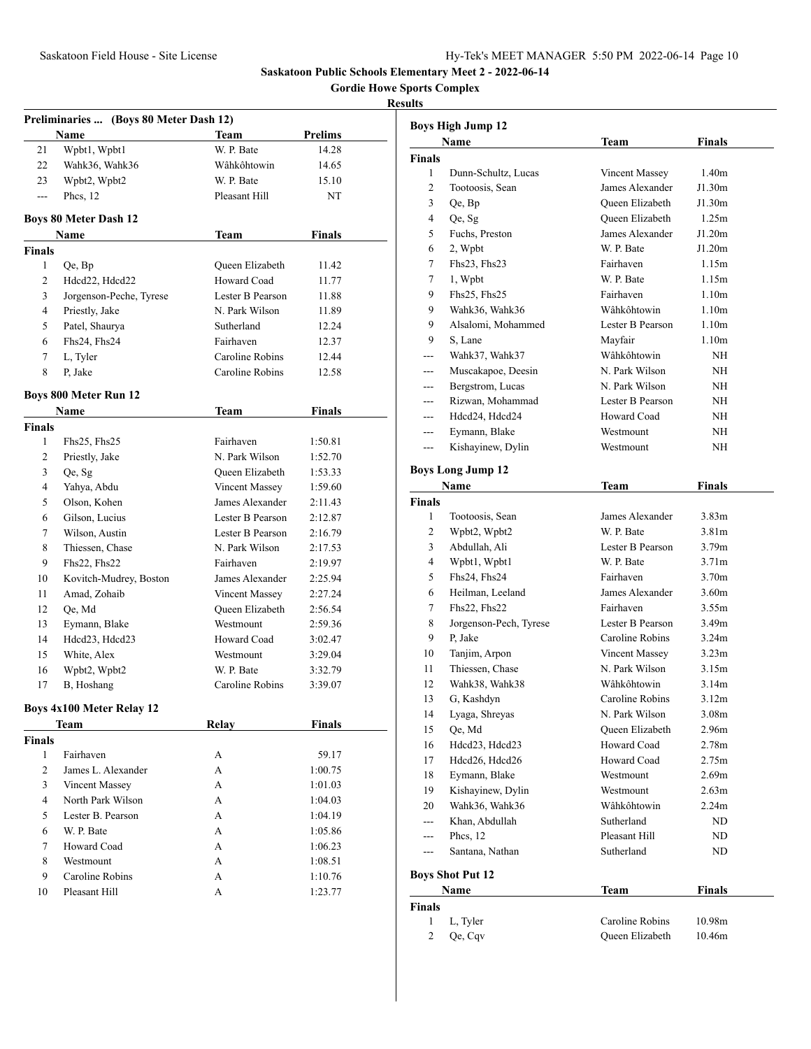**Saskatoon Public Schools Elementary Meet 2 - 2022-06-14**

**Gordie Howe Sports Complex**

**Results**

### Preliminaries ... (Boys 80 Meter Dash 12)

| | Name | Team | Prelims |
|---|---|---|---|
| 21 | Wpbt1, Wpbt1 | W. P. Bate | 14.28 |
| 22 | Wahk36, Wahk36 | Wâhkôhtowin | 14.65 |
| 23 | Wpbt2, Wpbt2 | W. P. Bate | 15.10 |
| --- | Phcs, 12 | Pleasant Hill | NT |

### Boys 80 Meter Dash 12

| | Name | Team | Finals |
|---|---|---|---|
| **Finals** | | | |
| 1 | Qe, Bp | Queen Elizabeth | 11.42 |
| 2 | Hdcd22, Hdcd22 | Howard Coad | 11.77 |
| 3 | Jorgenson-Peche, Tyrese | Lester B Pearson | 11.88 |
| 4 | Priestly, Jake | N. Park Wilson | 11.89 |
| 5 | Patel, Shaurya | Sutherland | 12.24 |
| 6 | Fhs24, Fhs24 | Fairhaven | 12.37 |
| 7 | L, Tyler | Caroline Robins | 12.44 |
| 8 | P, Jake | Caroline Robins | 12.58 |

### Boys 800 Meter Run 12

| | Name | Team | Finals |
|---|---|---|---|
| **Finals** | | | |
| 1 | Fhs25, Fhs25 | Fairhaven | 1:50.81 |
| 2 | Priestly, Jake | N. Park Wilson | 1:52.70 |
| 3 | Qe, Sg | Queen Elizabeth | 1:53.33 |
| 4 | Yahya, Abdu | Vincent Massey | 1:59.60 |
| 5 | Olson, Kohen | James Alexander | 2:11.43 |
| 6 | Gilson, Lucius | Lester B Pearson | 2:12.87 |
| 7 | Wilson, Austin | Lester B Pearson | 2:16.79 |
| 8 | Thiessen, Chase | N. Park Wilson | 2:17.53 |
| 9 | Fhs22, Fhs22 | Fairhaven | 2:19.97 |
| 10 | Kovitch-Mudrey, Boston | James Alexander | 2:25.94 |
| 11 | Amad, Zohaib | Vincent Massey | 2:27.24 |
| 12 | Qe, Md | Queen Elizabeth | 2:56.54 |
| 13 | Eymann, Blake | Westmount | 2:59.36 |
| 14 | Hdcd23, Hdcd23 | Howard Coad | 3:02.47 |
| 15 | White, Alex | Westmount | 3:29.04 |
| 16 | Wpbt2, Wpbt2 | W. P. Bate | 3:32.79 |
| 17 | B, Hoshang | Caroline Robins | 3:39.07 |

### Boys 4x100 Meter Relay 12

| | Team | Relay | Finals |
|---|---|---|---|
| **Finals** | | | |
| 1 | Fairhaven | A | 59.17 |
| 2 | James L. Alexander | A | 1:00.75 |
| 3 | Vincent Massey | A | 1:01.03 |
| 4 | North Park Wilson | A | 1:04.03 |
| 5 | Lester B. Pearson | A | 1:04.19 |
| 6 | W. P. Bate | A | 1:05.86 |
| 7 | Howard Coad | A | 1:06.23 |
| 8 | Westmount | A | 1:08.51 |
| 9 | Caroline Robins | A | 1:10.76 |
| 10 | Pleasant Hill | A | 1:23.77 |

### Boys High Jump 12

| | Name | Team | Finals |
|---|---|---|---|
| **Finals** | | | |
| 1 | Dunn-Schultz, Lucas | Vincent Massey | 1.40m |
| 2 | Tootoosis, Sean | James Alexander | J1.30m |
| 3 | Qe, Bp | Queen Elizabeth | J1.30m |
| 4 | Qe, Sg | Queen Elizabeth | 1.25m |
| 5 | Fuchs, Preston | James Alexander | J1.20m |
| 6 | 2, Wpbt | W. P. Bate | J1.20m |
| 7 | Fhs23, Fhs23 | Fairhaven | 1.15m |
| 7 | 1, Wpbt | W. P. Bate | 1.15m |
| 9 | Fhs25, Fhs25 | Fairhaven | 1.10m |
| 9 | Wahk36, Wahk36 | Wâhkôhtowin | 1.10m |
| 9 | Alsalomi, Mohammed | Lester B Pearson | 1.10m |
| 9 | S, Lane | Mayfair | 1.10m |
| --- | Wahk37, Wahk37 | Wâhkôhtowin | NH |
| --- | Muscakapoe, Deesin | N. Park Wilson | NH |
| --- | Bergstrom, Lucas | N. Park Wilson | NH |
| --- | Rizwan, Mohammad | Lester B Pearson | NH |
| --- | Hdcd24, Hdcd24 | Howard Coad | NH |
| --- | Eymann, Blake | Westmount | NH |
| --- | Kishayinew, Dylin | Westmount | NH |

### Boys Long Jump 12

| | Name | Team | Finals |
|---|---|---|---|
| **Finals** | | | |
| 1 | Tootoosis, Sean | James Alexander | 3.83m |
| 2 | Wpbt2, Wpbt2 | W. P. Bate | 3.81m |
| 3 | Abdullah, Ali | Lester B Pearson | 3.79m |
| 4 | Wpbt1, Wpbt1 | W. P. Bate | 3.71m |
| 5 | Fhs24, Fhs24 | Fairhaven | 3.70m |
| 6 | Heilman, Leeland | James Alexander | 3.60m |
| 7 | Fhs22, Fhs22 | Fairhaven | 3.55m |
| 8 | Jorgenson-Pech, Tyrese | Lester B Pearson | 3.49m |
| 9 | P, Jake | Caroline Robins | 3.24m |
| 10 | Tanjim, Arpon | Vincent Massey | 3.23m |
| 11 | Thiessen, Chase | N. Park Wilson | 3.15m |
| 12 | Wahk38, Wahk38 | Wâhkôhtowin | 3.14m |
| 13 | G, Kashdyn | Caroline Robins | 3.12m |
| 14 | Lyaga, Shreyas | N. Park Wilson | 3.08m |
| 15 | Qe, Md | Queen Elizabeth | 2.96m |
| 16 | Hdcd23, Hdcd23 | Howard Coad | 2.78m |
| 17 | Hdcd26, Hdcd26 | Howard Coad | 2.75m |
| 18 | Eymann, Blake | Westmount | 2.69m |
| 19 | Kishayinew, Dylin | Westmount | 2.63m |
| 20 | Wahk36, Wahk36 | Wâhkôhtowin | 2.24m |
| --- | Khan, Abdullah | Sutherland | ND |
| --- | Phcs, 12 | Pleasant Hill | ND |
| --- | Santana, Nathan | Sutherland | ND |

### Boys Shot Put 12

| | Name | Team | Finals |
|---|---|---|---|
| **Finals** | | | |
| 1 | L, Tyler | Caroline Robins | 10.98m |
| 2 | Qe, Cqv | Queen Elizabeth | 10.46m |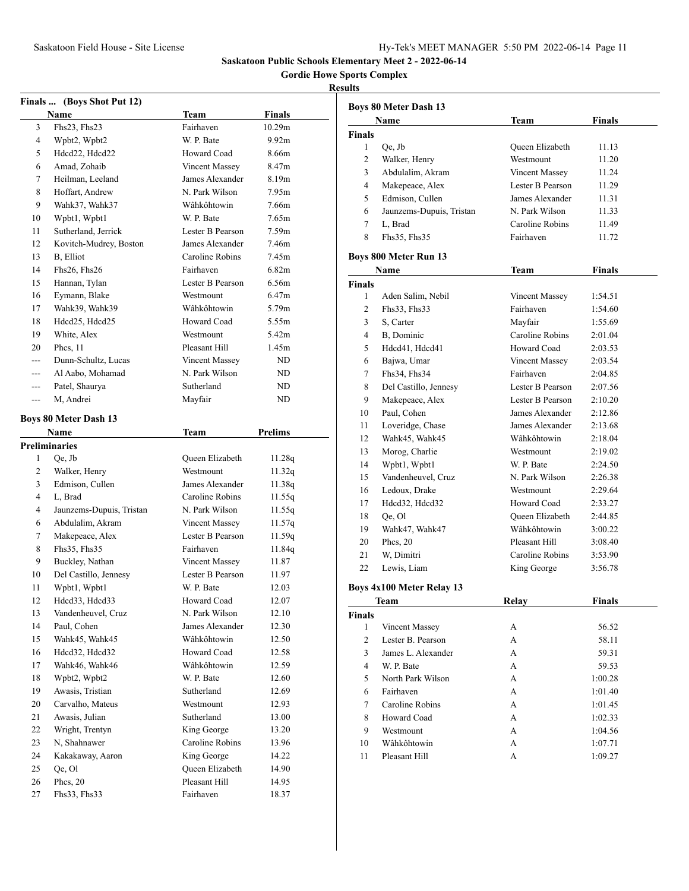## Saskatoon Public Schools Elementary Meet 2 - 2022-06-14

### Gordie Howe Sports Complex

### Results

**Finals ... (Boys Shot Put 12)**

| | Name | Team | Finals |
|---|---|---|---|
| 3 | Fhs23, Fhs23 | Fairhaven | 10.29m |
| 4 | Wpbt2, Wpbt2 | W. P. Bate | 9.92m |
| 5 | Hdcd22, Hdcd22 | Howard Coad | 8.66m |
| 6 | Amad, Zohaib | Vincent Massey | 8.47m |
| 7 | Heilman, Leeland | James Alexander | 8.19m |
| 8 | Hoffart, Andrew | N. Park Wilson | 7.95m |
| 9 | Wahk37, Wahk37 | Wâhkôhtowin | 7.66m |
| 10 | Wpbt1, Wpbt1 | W. P. Bate | 7.65m |
| 11 | Sutherland, Jerrick | Lester B Pearson | 7.59m |
| 12 | Kovitch-Mudrey, Boston | James Alexander | 7.46m |
| 13 | B, Elliot | Caroline Robins | 7.45m |
| 14 | Fhs26, Fhs26 | Fairhaven | 6.82m |
| 15 | Hannan, Tylan | Lester B Pearson | 6.56m |
| 16 | Eymann, Blake | Westmount | 6.47m |
| 17 | Wahk39, Wahk39 | Wâhkôhtowin | 5.79m |
| 18 | Hdcd25, Hdcd25 | Howard Coad | 5.55m |
| 19 | White, Alex | Westmount | 5.42m |
| 20 | Phcs, 11 | Pleasant Hill | 1.45m |
| --- | Dunn-Schultz, Lucas | Vincent Massey | ND |
| --- | Al Aabo, Mohamad | N. Park Wilson | ND |
| --- | Patel, Shaurya | Sutherland | ND |
| --- | M, Andrei | Mayfair | ND |

**Boys 80 Meter Dash 13**

**Preliminaries**

| | Name | Team | Prelims |
|---|---|---|---|
| 1 | Qe, Jb | Queen Elizabeth | 11.28q |
| 2 | Walker, Henry | Westmount | 11.32q |
| 3 | Edmison, Cullen | James Alexander | 11.38q |
| 4 | L, Brad | Caroline Robins | 11.55q |
| 4 | Jaunzems-Dupuis, Tristan | N. Park Wilson | 11.55q |
| 6 | Abdulalim, Akram | Vincent Massey | 11.57q |
| 7 | Makepeace, Alex | Lester B Pearson | 11.59q |
| 8 | Fhs35, Fhs35 | Fairhaven | 11.84q |
| 9 | Buckley, Nathan | Vincent Massey | 11.87 |
| 10 | Del Castillo, Jennesy | Lester B Pearson | 11.97 |
| 11 | Wpbt1, Wpbt1 | W. P. Bate | 12.03 |
| 12 | Hdcd33, Hdcd33 | Howard Coad | 12.07 |
| 13 | Vandenheuvel, Cruz | N. Park Wilson | 12.10 |
| 14 | Paul, Cohen | James Alexander | 12.30 |
| 15 | Wahk45, Wahk45 | Wâhkôhtowin | 12.50 |
| 16 | Hdcd32, Hdcd32 | Howard Coad | 12.58 |
| 17 | Wahk46, Wahk46 | Wâhkôhtowin | 12.59 |
| 18 | Wpbt2, Wpbt2 | W. P. Bate | 12.60 |
| 19 | Awasis, Tristian | Sutherland | 12.69 |
| 20 | Carvalho, Mateus | Westmount | 12.93 |
| 21 | Awasis, Julian | Sutherland | 13.00 |
| 22 | Wright, Trentyn | King George | 13.20 |
| 23 | N, Shahnawer | Caroline Robins | 13.96 |
| 24 | Kakakaway, Aaron | King George | 14.22 |
| 25 | Qe, Ol | Queen Elizabeth | 14.90 |
| 26 | Phcs, 20 | Pleasant Hill | 14.95 |
| 27 | Fhs33, Fhs33 | Fairhaven | 18.37 |

**Boys 80 Meter Dash 13**

**Finals**

| | Name | Team | Finals |
|---|---|---|---|
| 1 | Qe, Jb | Queen Elizabeth | 11.13 |
| 2 | Walker, Henry | Westmount | 11.20 |
| 3 | Abdulalim, Akram | Vincent Massey | 11.24 |
| 4 | Makepeace, Alex | Lester B Pearson | 11.29 |
| 5 | Edmison, Cullen | James Alexander | 11.31 |
| 6 | Jaunzems-Dupuis, Tristan | N. Park Wilson | 11.33 |
| 7 | L, Brad | Caroline Robins | 11.49 |
| 8 | Fhs35, Fhs35 | Fairhaven | 11.72 |

**Boys 800 Meter Run 13**

**Finals**

| | Name | Team | Finals |
|---|---|---|---|
| 1 | Aden Salim, Nebil | Vincent Massey | 1:54.51 |
| 2 | Fhs33, Fhs33 | Fairhaven | 1:54.60 |
| 3 | S, Carter | Mayfair | 1:55.69 |
| 4 | B, Dominic | Caroline Robins | 2:01.04 |
| 5 | Hdcd41, Hdcd41 | Howard Coad | 2:03.53 |
| 6 | Bajwa, Umar | Vincent Massey | 2:03.54 |
| 7 | Fhs34, Fhs34 | Fairhaven | 2:04.85 |
| 8 | Del Castillo, Jennesy | Lester B Pearson | 2:07.56 |
| 9 | Makepeace, Alex | Lester B Pearson | 2:10.20 |
| 10 | Paul, Cohen | James Alexander | 2:12.86 |
| 11 | Loveridge, Chase | James Alexander | 2:13.68 |
| 12 | Wahk45, Wahk45 | Wâhkôhtowin | 2:18.04 |
| 13 | Morog, Charlie | Westmount | 2:19.02 |
| 14 | Wpbt1, Wpbt1 | W. P. Bate | 2:24.50 |
| 15 | Vandenheuvel, Cruz | N. Park Wilson | 2:26.38 |
| 16 | Ledoux, Drake | Westmount | 2:29.64 |
| 17 | Hdcd32, Hdcd32 | Howard Coad | 2:33.27 |
| 18 | Qe, Ol | Queen Elizabeth | 2:44.85 |
| 19 | Wahk47, Wahk47 | Wâhkôhtowin | 3:00.22 |
| 20 | Phcs, 20 | Pleasant Hill | 3:08.40 |
| 21 | W, Dimitri | Caroline Robins | 3:53.90 |
| 22 | Lewis, Liam | King George | 3:56.78 |

**Boys 4x100 Meter Relay 13**

**Finals**

| | Team | Relay | Finals |
|---|---|---|---|
| 1 | Vincent Massey | A | 56.52 |
| 2 | Lester B. Pearson | A | 58.11 |
| 3 | James L. Alexander | A | 59.31 |
| 4 | W. P. Bate | A | 59.53 |
| 5 | North Park Wilson | A | 1:00.28 |
| 6 | Fairhaven | A | 1:01.40 |
| 7 | Caroline Robins | A | 1:01.45 |
| 8 | Howard Coad | A | 1:02.33 |
| 9 | Westmount | A | 1:04.56 |
| 10 | Wâhkôhtowin | A | 1:07.71 |
| 11 | Pleasant Hill | A | 1:09.27 |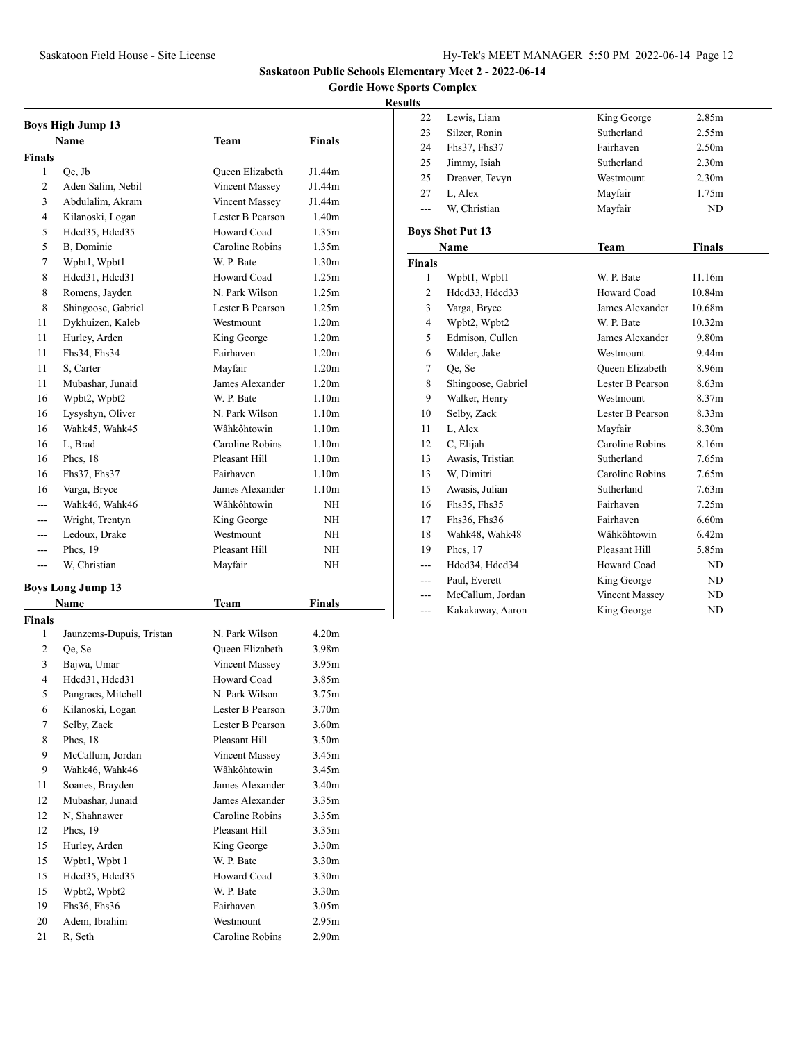## Saskatoon Public Schools Elementary Meet 2 - 2022-06-14

### Gordie Howe Sports Complex

### Results

#### Boys High Jump 13

| | Name | Team | Finals |
|---|---|---|---|
| **Finals** | | | |
| 1 | Qe, Jb | Queen Elizabeth | J1.44m |
| 2 | Aden Salim, Nebil | Vincent Massey | J1.44m |
| 3 | Abdulalim, Akram | Vincent Massey | J1.44m |
| 4 | Kilanoski, Logan | Lester B Pearson | 1.40m |
| 5 | Hdcd35, Hdcd35 | Howard Coad | 1.35m |
| 5 | B, Dominic | Caroline Robins | 1.35m |
| 7 | Wpbt1, Wpbt1 | W. P. Bate | 1.30m |
| 8 | Hdcd31, Hdcd31 | Howard Coad | 1.25m |
| 8 | Romens, Jayden | N. Park Wilson | 1.25m |
| 8 | Shingoose, Gabriel | Lester B Pearson | 1.25m |
| 11 | Dykhuizen, Kaleb | Westmount | 1.20m |
| 11 | Hurley, Arden | King George | 1.20m |
| 11 | Fhs34, Fhs34 | Fairhaven | 1.20m |
| 11 | S, Carter | Mayfair | 1.20m |
| 11 | Mubashar, Junaid | James Alexander | 1.20m |
| 16 | Wpbt2, Wpbt2 | W. P. Bate | 1.10m |
| 16 | Lysyshyn, Oliver | N. Park Wilson | 1.10m |
| 16 | Wahk45, Wahk45 | Wâhkôhtowin | 1.10m |
| 16 | L, Brad | Caroline Robins | 1.10m |
| 16 | Phcs, 18 | Pleasant Hill | 1.10m |
| 16 | Fhs37, Fhs37 | Fairhaven | 1.10m |
| 16 | Varga, Bryce | James Alexander | 1.10m |
| --- | Wahk46, Wahk46 | Wâhkôhtowin | NH |
| --- | Wright, Trentyn | King George | NH |
| --- | Ledoux, Drake | Westmount | NH |
| --- | Phcs, 19 | Pleasant Hill | NH |
| --- | W, Christian | Mayfair | NH |

#### Boys Long Jump 13

| | Name | Team | Finals |
|---|---|---|---|
| **Finals** | | | |
| 1 | Jaunzems-Dupuis, Tristan | N. Park Wilson | 4.20m |
| 2 | Qe, Se | Queen Elizabeth | 3.98m |
| 3 | Bajwa, Umar | Vincent Massey | 3.95m |
| 4 | Hdcd31, Hdcd31 | Howard Coad | 3.85m |
| 5 | Pangracs, Mitchell | N. Park Wilson | 3.75m |
| 6 | Kilanoski, Logan | Lester B Pearson | 3.70m |
| 7 | Selby, Zack | Lester B Pearson | 3.60m |
| 8 | Phcs, 18 | Pleasant Hill | 3.50m |
| 9 | McCallum, Jordan | Vincent Massey | 3.45m |
| 9 | Wahk46, Wahk46 | Wâhkôhtowin | 3.45m |
| 11 | Soanes, Brayden | James Alexander | 3.40m |
| 12 | Mubashar, Junaid | James Alexander | 3.35m |
| 12 | N, Shahnawer | Caroline Robins | 3.35m |
| 12 | Phcs, 19 | Pleasant Hill | 3.35m |
| 15 | Hurley, Arden | King George | 3.30m |
| 15 | Wpbt1, Wpbt 1 | W. P. Bate | 3.30m |
| 15 | Hdcd35, Hdcd35 | Howard Coad | 3.30m |
| 15 | Wpbt2, Wpbt2 | W. P. Bate | 3.30m |
| 19 | Fhs36, Fhs36 | Fairhaven | 3.05m |
| 20 | Adem, Ibrahim | Westmount | 2.95m |
| 21 | R, Seth | Caroline Robins | 2.90m |
| 22 | Lewis, Liam | King George | 2.85m |
| 23 | Silzer, Ronin | Sutherland | 2.55m |
| 24 | Fhs37, Fhs37 | Fairhaven | 2.50m |
| 25 | Jimmy, Isiah | Sutherland | 2.30m |
| 25 | Dreaver, Tevyn | Westmount | 2.30m |
| 27 | L, Alex | Mayfair | 1.75m |
| --- | W, Christian | Mayfair | ND |

#### Boys Shot Put 13

| | Name | Team | Finals |
|---|---|---|---|
| **Finals** | | | |
| 1 | Wpbt1, Wpbt1 | W. P. Bate | 11.16m |
| 2 | Hdcd33, Hdcd33 | Howard Coad | 10.84m |
| 3 | Varga, Bryce | James Alexander | 10.68m |
| 4 | Wpbt2, Wpbt2 | W. P. Bate | 10.32m |
| 5 | Edmison, Cullen | James Alexander | 9.80m |
| 6 | Walder, Jake | Westmount | 9.44m |
| 7 | Qe, Se | Queen Elizabeth | 8.96m |
| 8 | Shingoose, Gabriel | Lester B Pearson | 8.63m |
| 9 | Walker, Henry | Westmount | 8.37m |
| 10 | Selby, Zack | Lester B Pearson | 8.33m |
| 11 | L, Alex | Mayfair | 8.30m |
| 12 | C, Elijah | Caroline Robins | 8.16m |
| 13 | Awasis, Tristian | Sutherland | 7.65m |
| 13 | W, Dimitri | Caroline Robins | 7.65m |
| 15 | Awasis, Julian | Sutherland | 7.63m |
| 16 | Fhs35, Fhs35 | Fairhaven | 7.25m |
| 17 | Fhs36, Fhs36 | Fairhaven | 6.60m |
| 18 | Wahk48, Wahk48 | Wâhkôhtowin | 6.42m |
| 19 | Phcs, 17 | Pleasant Hill | 5.85m |
| --- | Hdcd34, Hdcd34 | Howard Coad | ND |
| --- | Paul, Everett | King George | ND |
| --- | McCallum, Jordan | Vincent Massey | ND |
| --- | Kakakaway, Aaron | King George | ND |